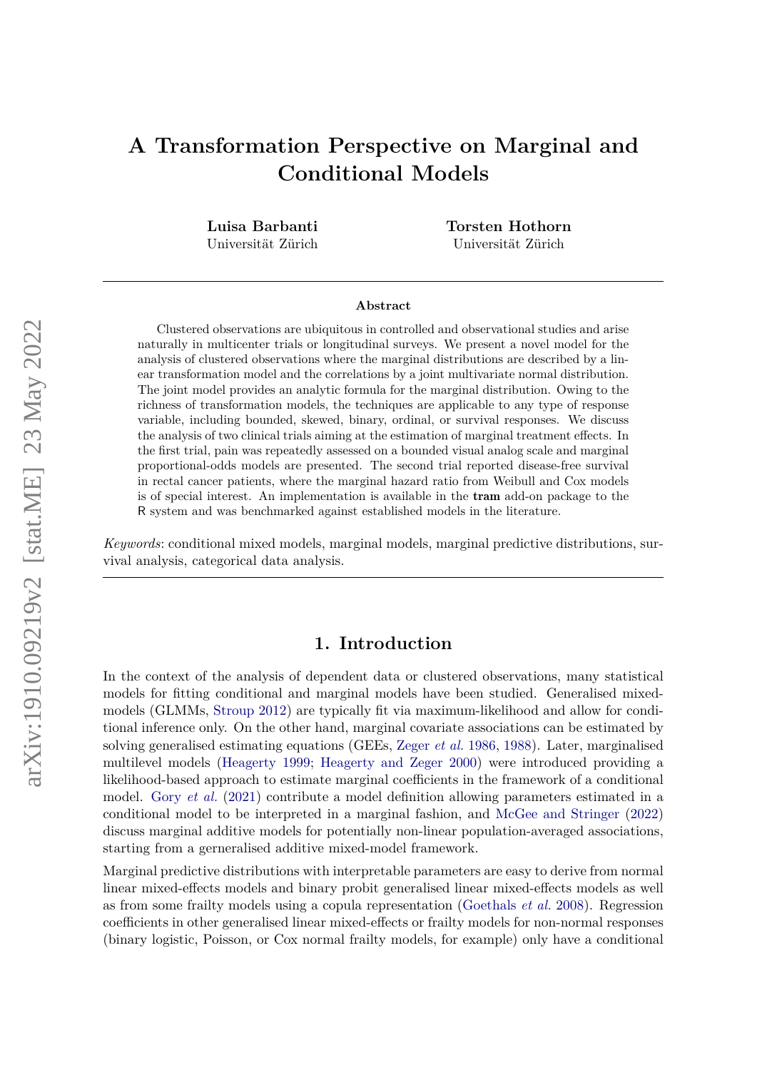# A Transformation Perspective on Marginal and Conditional Models

**Luisa Barbanti**
Universität Zürich

**Torsten Hothorn**
Universität Zürich

## Abstract

Clustered observations are ubiquitous in controlled and observational studies and arise naturally in multicenter trials or longitudinal surveys. We present a novel model for the analysis of clustered observations where the marginal distributions are described by a linear transformation model and the correlations by a joint multivariate normal distribution. The joint model provides an analytic formula for the marginal distribution. Owing to the richness of transformation models, the techniques are applicable to any type of response variable, including bounded, skewed, binary, ordinal, or survival responses. We discuss the analysis of two clinical trials aiming at the estimation of marginal treatment effects. In the first trial, pain was repeatedly assessed on a bounded visual analog scale and marginal proportional-odds models are presented. The second trial reported disease-free survival in rectal cancer patients, where the marginal hazard ratio from Weibull and Cox models is of special interest. An implementation is available in the **tram** add-on package to the R system and was benchmarked against established models in the literature.

*Keywords*: conditional mixed models, marginal models, marginal predictive distributions, survival analysis, categorical data analysis.

## 1. Introduction

In the context of the analysis of dependent data or clustered observations, many statistical models for fitting conditional and marginal models have been studied. Generalised mixed-models (GLMMs, Stroup 2012) are typically fit via maximum-likelihood and allow for conditional inference only. On the other hand, marginal covariate associations can be estimated by solving generalised estimating equations (GEEs, Zeger *et al.* 1986, 1988). Later, marginalised multilevel models (Heagerty 1999; Heagerty and Zeger 2000) were introduced providing a likelihood-based approach to estimate marginal coefficients in the framework of a conditional model. Gory *et al.* (2021) contribute a model definition allowing parameters estimated in a conditional model to be interpreted in a marginal fashion, and McGee and Stringer (2022) discuss marginal additive models for potentially non-linear population-averaged associations, starting from a gerneralised additive mixed-model framework.

Marginal predictive distributions with interpretable parameters are easy to derive from normal linear mixed-effects models and binary probit generalised linear mixed-effects models as well as from some frailty models using a copula representation (Goethals *et al.* 2008). Regression coefficients in other generalised linear mixed-effects or frailty models for non-normal responses (binary logistic, Poisson, or Cox normal frailty models, for example) only have a conditional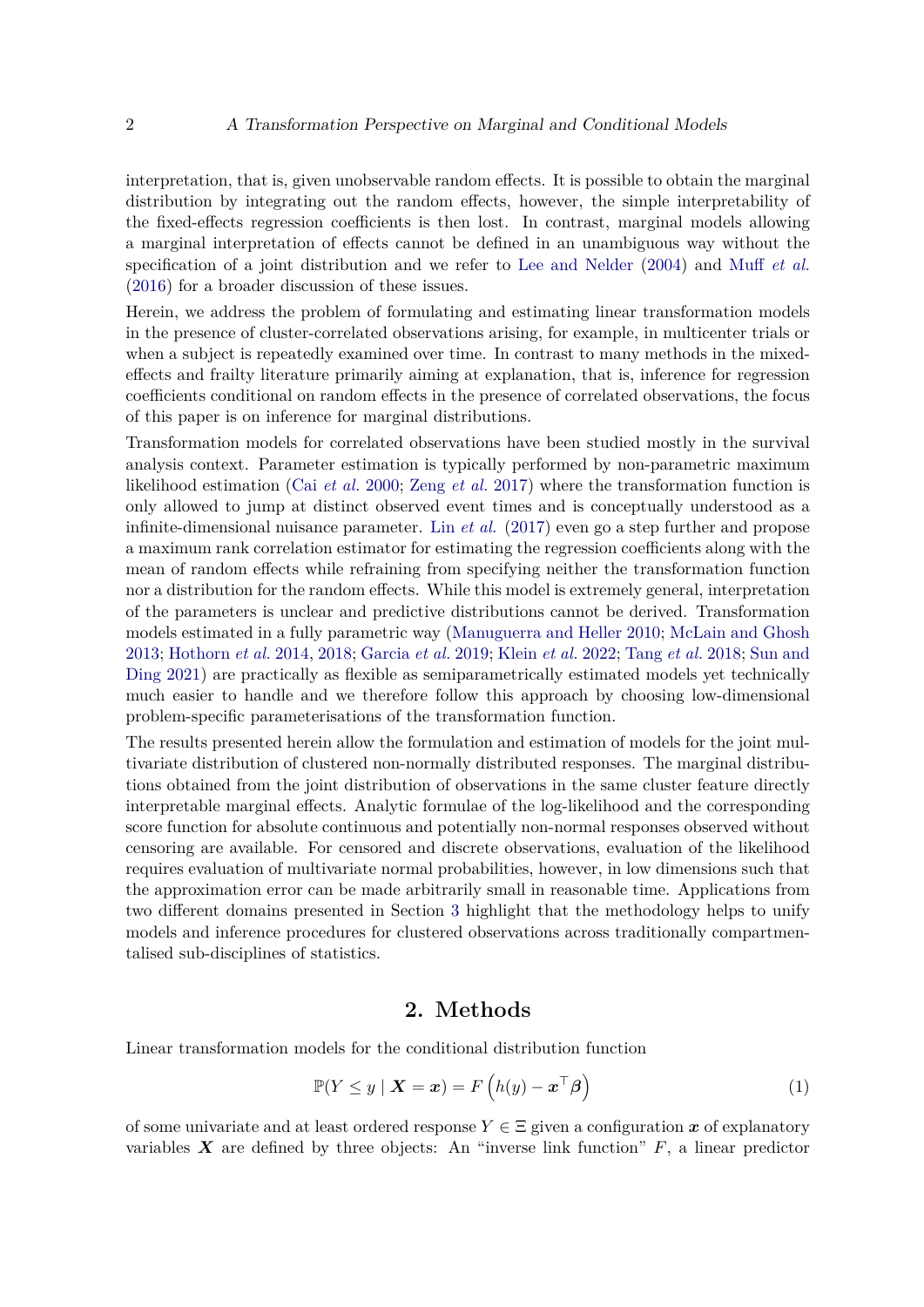interpretation, that is, given unobservable random effects. It is possible to obtain the marginal distribution by integrating out the random effects, however, the simple interpretability of the fixed-effects regression coefficients is then lost. In contrast, marginal models allowing a marginal interpretation of effects cannot be defined in an unambiguous way without the specification of a joint distribution and we refer to Lee and Nelder (2004) and Muff *et al.* (2016) for a broader discussion of these issues.

Herein, we address the problem of formulating and estimating linear transformation models in the presence of cluster-correlated observations arising, for example, in multicenter trials or when a subject is repeatedly examined over time. In contrast to many methods in the mixed-effects and frailty literature primarily aiming at explanation, that is, inference for regression coefficients conditional on random effects in the presence of correlated observations, the focus of this paper is on inference for marginal distributions.

Transformation models for correlated observations have been studied mostly in the survival analysis context. Parameter estimation is typically performed by non-parametric maximum likelihood estimation (Cai *et al.* 2000; Zeng *et al.* 2017) where the transformation function is only allowed to jump at distinct observed event times and is conceptually understood as a infinite-dimensional nuisance parameter. Lin *et al.* (2017) even go a step further and propose a maximum rank correlation estimator for estimating the regression coefficients along with the mean of random effects while refraining from specifying neither the transformation function nor a distribution for the random effects. While this model is extremely general, interpretation of the parameters is unclear and predictive distributions cannot be derived. Transformation models estimated in a fully parametric way (Manuguerra and Heller 2010; McLain and Ghosh 2013; Hothorn *et al.* 2014, 2018; Garcia *et al.* 2019; Klein *et al.* 2022; Tang *et al.* 2018; Sun and Ding 2021) are practically as flexible as semiparametrically estimated models yet technically much easier to handle and we therefore follow this approach by choosing low-dimensional problem-specific parameterisations of the transformation function.

The results presented herein allow the formulation and estimation of models for the joint multivariate distribution of clustered non-normally distributed responses. The marginal distributions obtained from the joint distribution of observations in the same cluster feature directly interpretable marginal effects. Analytic formulae of the log-likelihood and the corresponding score function for absolute continuous and potentially non-normal responses observed without censoring are available. For censored and discrete observations, evaluation of the likelihood requires evaluation of multivariate normal probabilities, however, in low dimensions such that the approximation error can be made arbitrarily small in reasonable time. Applications from two different domains presented in Section 3 highlight that the methodology helps to unify models and inference procedures for clustered observations across traditionally compartmentalised sub-disciplines of statistics.

## 2. Methods

Linear transformation models for the conditional distribution function

$$\mathbb{P}(Y \le y \mid \boldsymbol{X} = \boldsymbol{x}) = F\left(h(y) - \boldsymbol{x}^\top \boldsymbol{\beta}\right) \tag{1}$$

of some univariate and at least ordered response $Y \in \Xi$ given a configuration $\boldsymbol{x}$ of explanatory variables $\boldsymbol{X}$ are defined by three objects: An "inverse link function" $F$, a linear predictor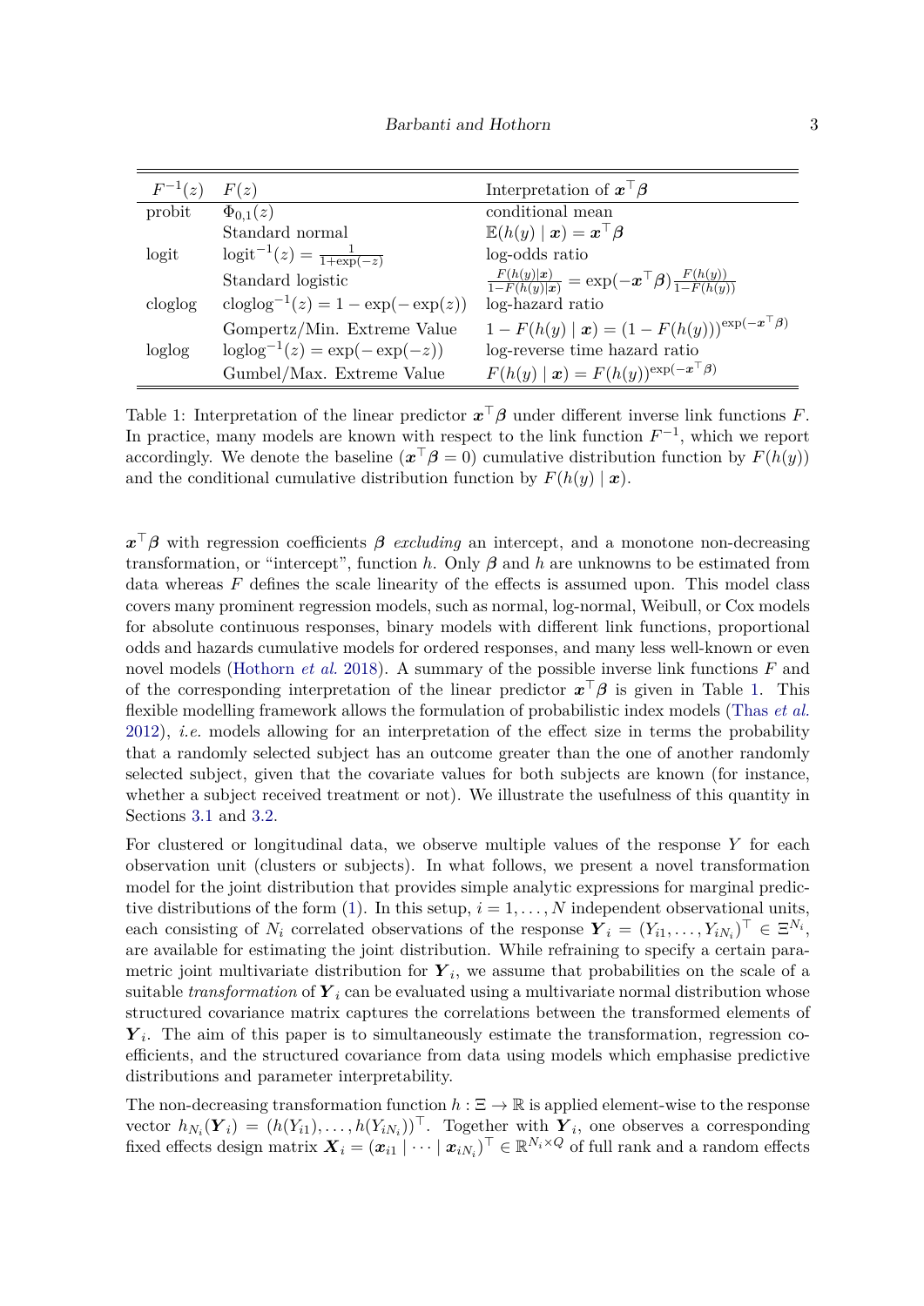| $F^{-1}(z)$ | $F(z)$ | Interpretation of $\boldsymbol{x}^\top\boldsymbol{\beta}$ |
|---|---|---|
| probit | $\Phi_{0,1}(z)$ | conditional mean |
| | Standard normal | $\mathbb{E}(h(y) \mid \boldsymbol{x}) = \boldsymbol{x}^\top\boldsymbol{\beta}$ |
| logit | $\text{logit}^{-1}(z) = \frac{1}{1+\exp(-z)}$ | log-odds ratio |
| | Standard logistic | $\frac{F(h(y)\mid\boldsymbol{x})}{1-F(h(y)\mid\boldsymbol{x})} = \exp(-\boldsymbol{x}^\top\boldsymbol{\beta})\frac{F(h(y))}{1-F(h(y))}$ |
| cloglog | $\text{cloglog}^{-1}(z) = 1 - \exp(-\exp(z))$ | log-hazard ratio |
| | Gompertz/Min. Extreme Value | $1 - F(h(y) \mid \boldsymbol{x}) = (1 - F(h(y)))^{\exp(-\boldsymbol{x}^\top\boldsymbol{\beta})}$ |
| loglog | $\text{loglog}^{-1}(z) = \exp(-\exp(-z))$ | log-reverse time hazard ratio |
| | Gumbel/Max. Extreme Value | $F(h(y) \mid \boldsymbol{x}) = F(h(y))^{\exp(-\boldsymbol{x}^\top\boldsymbol{\beta})}$ |

Table 1: Interpretation of the linear predictor $\boldsymbol{x}^\top\boldsymbol{\beta}$ under different inverse link functions $F$. In practice, many models are known with respect to the link function $F^{-1}$, which we report accordingly. We denote the baseline ($\boldsymbol{x}^\top\boldsymbol{\beta} = 0$) cumulative distribution function by $F(h(y))$ and the conditional cumulative distribution function by $F(h(y) \mid \boldsymbol{x})$.

$\boldsymbol{x}^\top\boldsymbol{\beta}$ with regression coefficients $\boldsymbol{\beta}$ *excluding* an intercept, and a monotone non-decreasing transformation, or "intercept", function $h$. Only $\boldsymbol{\beta}$ and $h$ are unknowns to be estimated from data whereas $F$ defines the scale linearity of the effects is assumed upon. This model class covers many prominent regression models, such as normal, log-normal, Weibull, or Cox models for absolute continuous responses, binary models with different link functions, proportional odds and hazards cumulative models for ordered responses, and many less well-known or even novel models (Hothorn *et al.* 2018). A summary of the possible inverse link functions $F$ and of the corresponding interpretation of the linear predictor $\boldsymbol{x}^\top\boldsymbol{\beta}$ is given in Table 1. This flexible modelling framework allows the formulation of probabilistic index models (Thas *et al.* 2012), *i.e.* models allowing for an interpretation of the effect size in terms the probability that a randomly selected subject has an outcome greater than the one of another randomly selected subject, given that the covariate values for both subjects are known (for instance, whether a subject received treatment or not). We illustrate the usefulness of this quantity in Sections 3.1 and 3.2.

For clustered or longitudinal data, we observe multiple values of the response $Y$ for each observation unit (clusters or subjects). In what follows, we present a novel transformation model for the joint distribution that provides simple analytic expressions for marginal predictive distributions of the form (1). In this setup, $i = 1, \dots, N$ independent observational units, each consisting of $N_i$ correlated observations of the response $\boldsymbol{Y}_i = (Y_{i1}, \dots, Y_{iN_i})^\top \in \Xi^{N_i}$, are available for estimating the joint distribution. While refraining to specify a certain parametric joint multivariate distribution for $\boldsymbol{Y}_i$, we assume that probabilities on the scale of a suitable *transformation* of $\boldsymbol{Y}_i$ can be evaluated using a multivariate normal distribution whose structured covariance matrix captures the correlations between the transformed elements of $\boldsymbol{Y}_i$. The aim of this paper is to simultaneously estimate the transformation, regression coefficients, and the structured covariance from data using models which emphasise predictive distributions and parameter interpretability.

The non-decreasing transformation function $h : \Xi \to \mathbb{R}$ is applied element-wise to the response vector $h_{N_i}(\boldsymbol{Y}_i) = (h(Y_{i1}), \dots, h(Y_{iN_i}))^\top$. Together with $\boldsymbol{Y}_i$, one observes a corresponding fixed effects design matrix $\boldsymbol{X}_i = (\boldsymbol{x}_{i1} \mid \cdots \mid \boldsymbol{x}_{iN_i})^\top \in \mathbb{R}^{N_i \times Q}$ of full rank and a random effects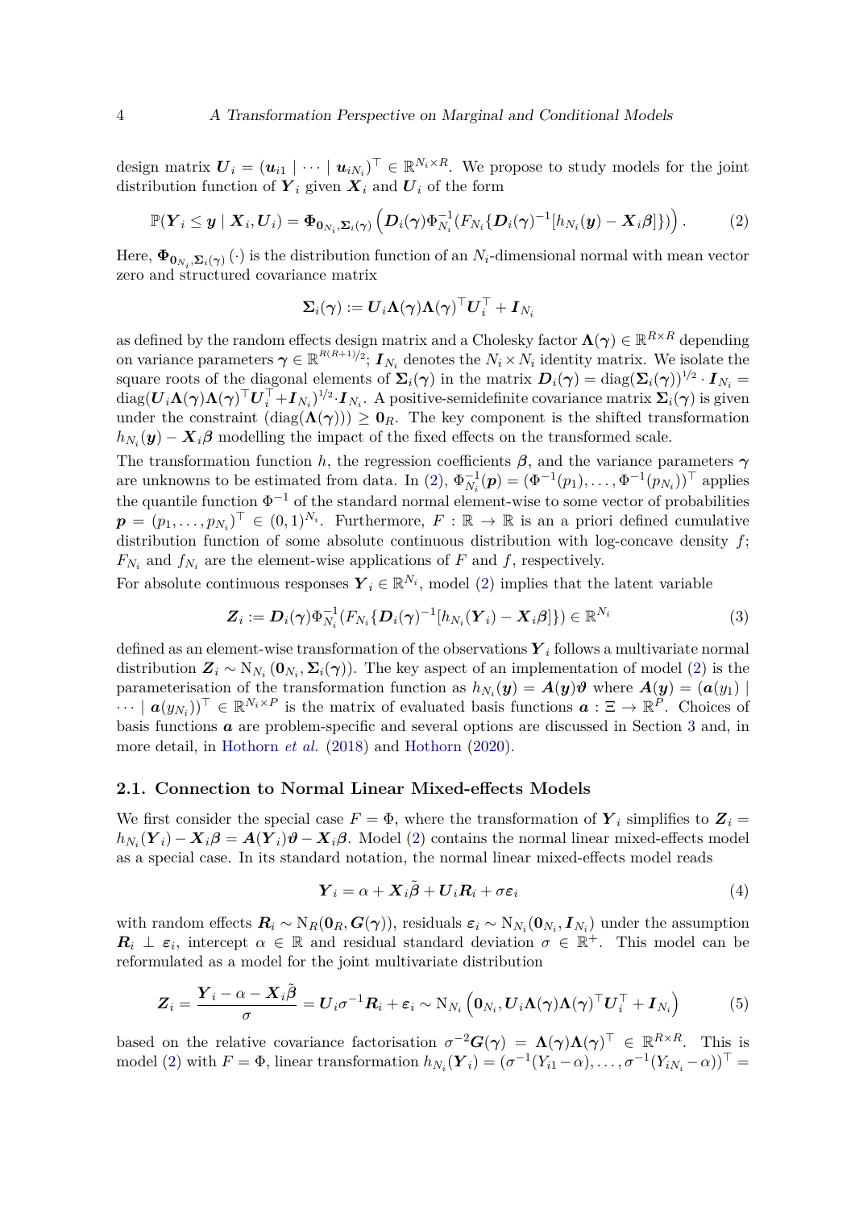design matrix $\boldsymbol{U}_i = (\boldsymbol{u}_{i1} \mid \cdots \mid \boldsymbol{u}_{iN_i})^\top \in \mathbb{R}^{N_i \times R}$. We propose to study models for the joint distribution function of $\boldsymbol{Y}_i$ given $\boldsymbol{X}_i$ and $\boldsymbol{U}_i$ of the form

$$\mathbb{P}(\boldsymbol{Y}_i \leq \boldsymbol{y} \mid \boldsymbol{X}_i, \boldsymbol{U}_i) = \boldsymbol{\Phi}_{\boldsymbol{0}_{N_i}, \boldsymbol{\Sigma}_i(\boldsymbol{\gamma})}\left(\boldsymbol{D}_i(\boldsymbol{\gamma})\Phi^{-1}_{N_i}(F_{N_i}\{\boldsymbol{D}_i(\boldsymbol{\gamma})^{-1}[h_{N_i}(\boldsymbol{y}) - \boldsymbol{X}_i\boldsymbol{\beta}]\})\right). \tag{2}$$

Here, $\boldsymbol{\Phi}_{\boldsymbol{0}_{N_i}, \boldsymbol{\Sigma}_i(\boldsymbol{\gamma})}(\cdot)$ is the distribution function of an $N_i$-dimensional normal with mean vector zero and structured covariance matrix

$$\boldsymbol{\Sigma}_i(\boldsymbol{\gamma}) := \boldsymbol{U}_i\boldsymbol{\Lambda}(\boldsymbol{\gamma})\boldsymbol{\Lambda}(\boldsymbol{\gamma})^\top\boldsymbol{U}_i^\top + \boldsymbol{I}_{N_i}$$

as defined by the random effects design matrix and a Cholesky factor $\boldsymbol{\Lambda}(\boldsymbol{\gamma}) \in \mathbb{R}^{R \times R}$ depending on variance parameters $\boldsymbol{\gamma} \in \mathbb{R}^{R(R+1)/2}$; $\boldsymbol{I}_{N_i}$ denotes the $N_i \times N_i$ identity matrix. We isolate the square roots of the diagonal elements of $\boldsymbol{\Sigma}_i(\boldsymbol{\gamma})$ in the matrix $\boldsymbol{D}_i(\boldsymbol{\gamma}) = \operatorname{diag}(\boldsymbol{\Sigma}_i(\boldsymbol{\gamma}))^{1/2} \cdot \boldsymbol{I}_{N_i} = \operatorname{diag}(\boldsymbol{U}_i\boldsymbol{\Lambda}(\boldsymbol{\gamma})\boldsymbol{\Lambda}(\boldsymbol{\gamma})^\top\boldsymbol{U}_i^\top + \boldsymbol{I}_{N_i})^{1/2} \cdot \boldsymbol{I}_{N_i}$. A positive-semidefinite covariance matrix $\boldsymbol{\Sigma}_i(\boldsymbol{\gamma})$ is given under the constraint $(\operatorname{diag}(\boldsymbol{\Lambda}(\boldsymbol{\gamma}))) \geq \boldsymbol{0}_R$. The key component is the shifted transformation $h_{N_i}(\boldsymbol{y}) - \boldsymbol{X}_i\boldsymbol{\beta}$ modelling the impact of the fixed effects on the transformed scale.

The transformation function $h$, the regression coefficients $\boldsymbol{\beta}$, and the variance parameters $\boldsymbol{\gamma}$ are unknowns to be estimated from data. In (2), $\Phi^{-1}_{N_i}(\boldsymbol{p}) = (\Phi^{-1}(p_1), \ldots, \Phi^{-1}(p_{N_i}))^\top$ applies the quantile function $\Phi^{-1}$ of the standard normal element-wise to some vector of probabilities $\boldsymbol{p} = (p_1, \ldots, p_{N_i})^\top \in (0,1)^{N_i}$. Furthermore, $F : \mathbb{R} \to \mathbb{R}$ is an a priori defined cumulative distribution function of some absolute continuous distribution with log-concave density $f$; $F_{N_i}$ and $f_{N_i}$ are the element-wise applications of $F$ and $f$, respectively.

For absolute continuous responses $\boldsymbol{Y}_i \in \mathbb{R}^{N_i}$, model (2) implies that the latent variable

$$\boldsymbol{Z}_i := \boldsymbol{D}_i(\boldsymbol{\gamma})\Phi^{-1}_{N_i}(F_{N_i}\{\boldsymbol{D}_i(\boldsymbol{\gamma})^{-1}[h_{N_i}(\boldsymbol{Y}_i) - \boldsymbol{X}_i\boldsymbol{\beta}]\}) \in \mathbb{R}^{N_i} \tag{3}$$

defined as an element-wise transformation of the observations $\boldsymbol{Y}_i$ follows a multivariate normal distribution $\boldsymbol{Z}_i \sim \mathrm{N}_{N_i}(\boldsymbol{0}_{N_i}, \boldsymbol{\Sigma}_i(\boldsymbol{\gamma}))$. The key aspect of an implementation of model (2) is the parameterisation of the transformation function as $h_{N_i}(\boldsymbol{y}) = \boldsymbol{A}(\boldsymbol{y})\boldsymbol{\vartheta}$ where $\boldsymbol{A}(\boldsymbol{y}) = (\boldsymbol{a}(y_1) \mid \cdots \mid \boldsymbol{a}(y_{N_i}))^\top \in \mathbb{R}^{N_i \times P}$ is the matrix of evaluated basis functions $\boldsymbol{a} : \Xi \to \mathbb{R}^P$. Choices of basis functions $\boldsymbol{a}$ are problem-specific and several options are discussed in Section 3 and, in more detail, in Hothorn *et al.* (2018) and Hothorn (2020).

### 2.1. Connection to Normal Linear Mixed-effects Models

We first consider the special case $F = \Phi$, where the transformation of $\boldsymbol{Y}_i$ simplifies to $\boldsymbol{Z}_i = h_{N_i}(\boldsymbol{Y}_i) - \boldsymbol{X}_i\boldsymbol{\beta} = \boldsymbol{A}(\boldsymbol{Y}_i)\boldsymbol{\vartheta} - \boldsymbol{X}_i\boldsymbol{\beta}$. Model (2) contains the normal linear mixed-effects model as a special case. In its standard notation, the normal linear mixed-effects model reads

$$\boldsymbol{Y}_i = \alpha + \boldsymbol{X}_i\tilde{\boldsymbol{\beta}} + \boldsymbol{U}_i\boldsymbol{R}_i + \sigma\boldsymbol{\varepsilon}_i \tag{4}$$

with random effects $\boldsymbol{R}_i \sim \mathrm{N}_R(\boldsymbol{0}_R, \boldsymbol{G}(\boldsymbol{\gamma}))$, residuals $\boldsymbol{\varepsilon}_i \sim \mathrm{N}_{N_i}(\boldsymbol{0}_{N_i}, \boldsymbol{I}_{N_i})$ under the assumption $\boldsymbol{R}_i \perp \boldsymbol{\varepsilon}_i$, intercept $\alpha \in \mathbb{R}$ and residual standard deviation $\sigma \in \mathbb{R}^+$. This model can be reformulated as a model for the joint multivariate distribution

$$\boldsymbol{Z}_i = \frac{\boldsymbol{Y}_i - \alpha - \boldsymbol{X}_i\tilde{\boldsymbol{\beta}}}{\sigma} = \boldsymbol{U}_i\sigma^{-1}\boldsymbol{R}_i + \boldsymbol{\varepsilon}_i \sim \mathrm{N}_{N_i}\left(\boldsymbol{0}_{N_i}, \boldsymbol{U}_i\boldsymbol{\Lambda}(\boldsymbol{\gamma})\boldsymbol{\Lambda}(\boldsymbol{\gamma})^\top\boldsymbol{U}_i^\top + \boldsymbol{I}_{N_i}\right) \tag{5}$$

based on the relative covariance factorisation $\sigma^{-2}\boldsymbol{G}(\boldsymbol{\gamma}) = \boldsymbol{\Lambda}(\boldsymbol{\gamma})\boldsymbol{\Lambda}(\boldsymbol{\gamma})^\top \in \mathbb{R}^{R \times R}$. This is model (2) with $F = \Phi$, linear transformation $h_{N_i}(\boldsymbol{Y}_i) = (\sigma^{-1}(Y_{i1} - \alpha), \ldots, \sigma^{-1}(Y_{iN_i} - \alpha))^\top =$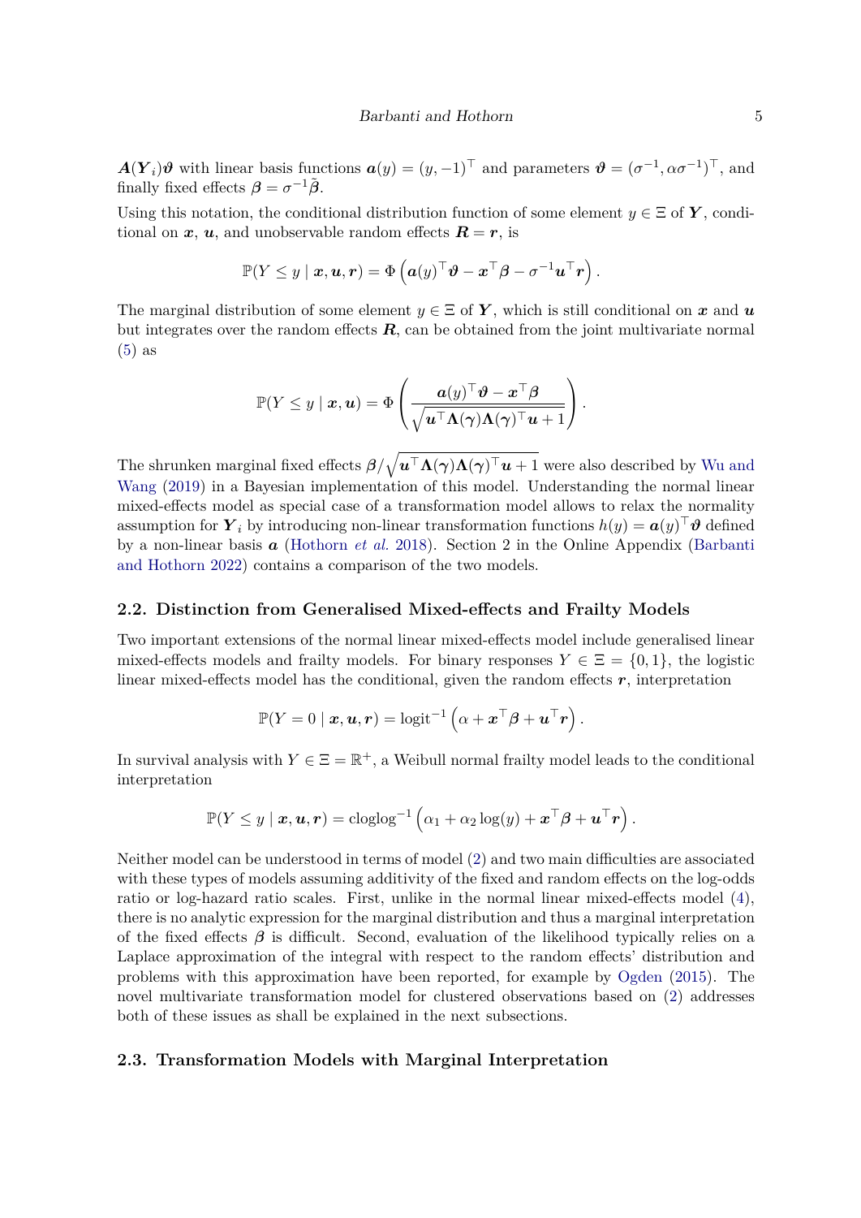$\boldsymbol{A}(\boldsymbol{Y}_i)\boldsymbol{\vartheta}$ with linear basis functions $\boldsymbol{a}(y) = (y, -1)^\top$ and parameters $\boldsymbol{\vartheta} = (\sigma^{-1}, \alpha\sigma^{-1})^\top$, and finally fixed effects $\boldsymbol{\beta} = \sigma^{-1}\tilde{\boldsymbol{\beta}}$.

Using this notation, the conditional distribution function of some element $y \in \Xi$ of $\boldsymbol{Y}$, conditional on $\boldsymbol{x}$, $\boldsymbol{u}$, and unobservable random effects $\boldsymbol{R} = \boldsymbol{r}$, is

$$\mathbb{P}(Y \leq y \mid \boldsymbol{x}, \boldsymbol{u}, \boldsymbol{r}) = \Phi\left(\boldsymbol{a}(y)^\top\boldsymbol{\vartheta} - \boldsymbol{x}^\top\boldsymbol{\beta} - \sigma^{-1}\boldsymbol{u}^\top\boldsymbol{r}\right).$$

The marginal distribution of some element $y \in \Xi$ of $\boldsymbol{Y}$, which is still conditional on $\boldsymbol{x}$ and $\boldsymbol{u}$ but integrates over the random effects $\boldsymbol{R}$, can be obtained from the joint multivariate normal (5) as

$$\mathbb{P}(Y \leq y \mid \boldsymbol{x}, \boldsymbol{u}) = \Phi\left(\frac{\boldsymbol{a}(y)^\top\boldsymbol{\vartheta} - \boldsymbol{x}^\top\boldsymbol{\beta}}{\sqrt{\boldsymbol{u}^\top\boldsymbol{\Lambda}(\boldsymbol{\gamma})\boldsymbol{\Lambda}(\boldsymbol{\gamma})^\top\boldsymbol{u} + 1}}\right).$$

The shrunken marginal fixed effects $\boldsymbol{\beta}/\sqrt{\boldsymbol{u}^\top\boldsymbol{\Lambda}(\boldsymbol{\gamma})\boldsymbol{\Lambda}(\boldsymbol{\gamma})^\top\boldsymbol{u} + 1}$ were also described by Wu and Wang (2019) in a Bayesian implementation of this model. Understanding the normal linear mixed-effects model as special case of a transformation model allows to relax the normality assumption for $\boldsymbol{Y}_i$ by introducing non-linear transformation functions $h(y) = \boldsymbol{a}(y)^\top\boldsymbol{\vartheta}$ defined by a non-linear basis $\boldsymbol{a}$ (Hothorn *et al.* 2018). Section 2 in the Online Appendix (Barbanti and Hothorn 2022) contains a comparison of the two models.

### 2.2. Distinction from Generalised Mixed-effects and Frailty Models

Two important extensions of the normal linear mixed-effects model include generalised linear mixed-effects models and frailty models. For binary responses $Y \in \Xi = \{0, 1\}$, the logistic linear mixed-effects model has the conditional, given the random effects $\boldsymbol{r}$, interpretation

$$\mathbb{P}(Y = 0 \mid \boldsymbol{x}, \boldsymbol{u}, \boldsymbol{r}) = \text{logit}^{-1}\left(\alpha + \boldsymbol{x}^\top\boldsymbol{\beta} + \boldsymbol{u}^\top\boldsymbol{r}\right).$$

In survival analysis with $Y \in \Xi = \mathbb{R}^+$, a Weibull normal frailty model leads to the conditional interpretation

$$\mathbb{P}(Y \leq y \mid \boldsymbol{x}, \boldsymbol{u}, \boldsymbol{r}) = \text{cloglog}^{-1}\left(\alpha_1 + \alpha_2\log(y) + \boldsymbol{x}^\top\boldsymbol{\beta} + \boldsymbol{u}^\top\boldsymbol{r}\right).$$

Neither model can be understood in terms of model (2) and two main difficulties are associated with these types of models assuming additivity of the fixed and random effects on the log-odds ratio or log-hazard ratio scales. First, unlike in the normal linear mixed-effects model (4), there is no analytic expression for the marginal distribution and thus a marginal interpretation of the fixed effects $\boldsymbol{\beta}$ is difficult. Second, evaluation of the likelihood typically relies on a Laplace approximation of the integral with respect to the random effects' distribution and problems with this approximation have been reported, for example by Ogden (2015). The novel multivariate transformation model for clustered observations based on (2) addresses both of these issues as shall be explained in the next subsections.

### 2.3. Transformation Models with Marginal Interpretation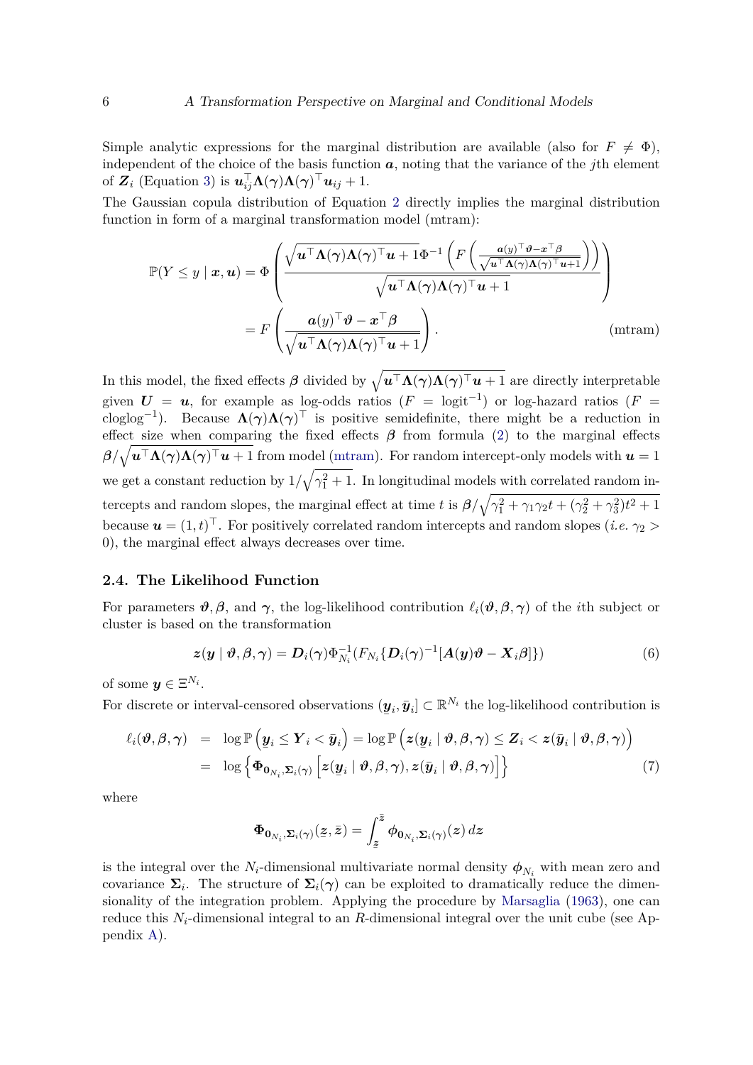Simple analytic expressions for the marginal distribution are available (also for $F \neq \Phi$), independent of the choice of the basis function $\boldsymbol{a}$, noting that the variance of the $j$th element of $\boldsymbol{Z}_i$ (Equation 3) is $\boldsymbol{u}_{ij}^\top \boldsymbol{\Lambda}(\boldsymbol{\gamma})\boldsymbol{\Lambda}(\boldsymbol{\gamma})^\top \boldsymbol{u}_{ij} + 1$.

The Gaussian copula distribution of Equation 2 directly implies the marginal distribution function in form of a marginal transformation model (mtram):

$$
\begin{aligned}
\mathbb{P}(Y \leq y \mid \boldsymbol{x}, \boldsymbol{u}) &= \Phi\left(\frac{\sqrt{\boldsymbol{u}^\top \boldsymbol{\Lambda}(\boldsymbol{\gamma})\boldsymbol{\Lambda}(\boldsymbol{\gamma})^\top \boldsymbol{u} + 1}\,\Phi^{-1}\left(F\left(\frac{\boldsymbol{a}(y)^\top \boldsymbol{\vartheta} - \boldsymbol{x}^\top \boldsymbol{\beta}}{\sqrt{\boldsymbol{u}^\top \boldsymbol{\Lambda}(\boldsymbol{\gamma})\boldsymbol{\Lambda}(\boldsymbol{\gamma})^\top \boldsymbol{u} + 1}}\right)\right)}{\sqrt{\boldsymbol{u}^\top \boldsymbol{\Lambda}(\boldsymbol{\gamma})\boldsymbol{\Lambda}(\boldsymbol{\gamma})^\top \boldsymbol{u} + 1}}\right) \\
&= F\left(\frac{\boldsymbol{a}(y)^\top \boldsymbol{\vartheta} - \boldsymbol{x}^\top \boldsymbol{\beta}}{\sqrt{\boldsymbol{u}^\top \boldsymbol{\Lambda}(\boldsymbol{\gamma})\boldsymbol{\Lambda}(\boldsymbol{\gamma})^\top \boldsymbol{u} + 1}}\right). \qquad \text{(mtram)}
\end{aligned}
$$

In this model, the fixed effects $\boldsymbol{\beta}$ divided by $\sqrt{\boldsymbol{u}^\top \boldsymbol{\Lambda}(\boldsymbol{\gamma})\boldsymbol{\Lambda}(\boldsymbol{\gamma})^\top \boldsymbol{u} + 1}$ are directly interpretable given $\boldsymbol{U} = \boldsymbol{u}$, for example as log-odds ratios ($F = \text{logit}^{-1}$) or log-hazard ratios ($F = \text{cloglog}^{-1}$). Because $\boldsymbol{\Lambda}(\boldsymbol{\gamma})\boldsymbol{\Lambda}(\boldsymbol{\gamma})^\top$ is positive semidefinite, there might be a reduction in effect size when comparing the fixed effects $\boldsymbol{\beta}$ from formula (2) to the marginal effects $\boldsymbol{\beta}/\sqrt{\boldsymbol{u}^\top \boldsymbol{\Lambda}(\boldsymbol{\gamma})\boldsymbol{\Lambda}(\boldsymbol{\gamma})^\top \boldsymbol{u} + 1}$ from model (mtram). For random intercept-only models with $\boldsymbol{u} = 1$ we get a constant reduction by $1/\sqrt{\gamma_1^2 + 1}$. In longitudinal models with correlated random intercepts and random slopes, the marginal effect at time $t$ is $\boldsymbol{\beta}/\sqrt{\gamma_1^2 + \gamma_1\gamma_2 t + (\gamma_2^2 + \gamma_3^2)t^2 + 1}$ because $\boldsymbol{u} = (1, t)^\top$. For positively correlated random intercepts and random slopes (*i.e.* $\gamma_2 > 0$), the marginal effect always decreases over time.

### 2.4. The Likelihood Function

For parameters $\boldsymbol{\vartheta}, \boldsymbol{\beta}$, and $\boldsymbol{\gamma}$, the log-likelihood contribution $\ell_i(\boldsymbol{\vartheta}, \boldsymbol{\beta}, \boldsymbol{\gamma})$ of the $i$th subject or cluster is based on the transformation

$$
\boldsymbol{z}(\boldsymbol{y} \mid \boldsymbol{\vartheta}, \boldsymbol{\beta}, \boldsymbol{\gamma}) = \boldsymbol{D}_i(\boldsymbol{\gamma})\Phi_{N_i}^{-1}(F_{N_i}\{\boldsymbol{D}_i(\boldsymbol{\gamma})^{-1}[\boldsymbol{A}(\boldsymbol{y})\boldsymbol{\vartheta} - \boldsymbol{X}_i\boldsymbol{\beta}]\}) \qquad (6)
$$

of some $\boldsymbol{y} \in \Xi^{N_i}$.

For discrete or interval-censored observations $(\underline{\boldsymbol{y}}_i, \bar{\boldsymbol{y}}_i] \subset \mathbb{R}^{N_i}$ the log-likelihood contribution is

$$
\begin{aligned}
\ell_i(\boldsymbol{\vartheta}, \boldsymbol{\beta}, \boldsymbol{\gamma}) &= \log \mathbb{P}\left(\underline{\boldsymbol{y}}_i \leq \boldsymbol{Y}_i < \bar{\boldsymbol{y}}_i\right) = \log \mathbb{P}\left(\boldsymbol{z}(\underline{\boldsymbol{y}}_i \mid \boldsymbol{\vartheta}, \boldsymbol{\beta}, \boldsymbol{\gamma}) \leq \boldsymbol{Z}_i < \boldsymbol{z}(\bar{\boldsymbol{y}}_i \mid \boldsymbol{\vartheta}, \boldsymbol{\beta}, \boldsymbol{\gamma})\right) \\
&= \log\left\{\boldsymbol{\Phi}_{\boldsymbol{0}_{N_i}, \boldsymbol{\Sigma}_i(\boldsymbol{\gamma})}\left[\boldsymbol{z}(\underline{\boldsymbol{y}}_i \mid \boldsymbol{\vartheta}, \boldsymbol{\beta}, \boldsymbol{\gamma}), \boldsymbol{z}(\bar{\boldsymbol{y}}_i \mid \boldsymbol{\vartheta}, \boldsymbol{\beta}, \boldsymbol{\gamma})\right]\right\} \qquad (7)
\end{aligned}
$$

where

$$
\boldsymbol{\Phi}_{\boldsymbol{0}_{N_i}, \boldsymbol{\Sigma}_i(\boldsymbol{\gamma})}(\underline{\boldsymbol{z}}, \bar{\boldsymbol{z}}) = \int_{\underline{\boldsymbol{z}}}^{\bar{\boldsymbol{z}}} \boldsymbol{\phi}_{\boldsymbol{0}_{N_i}, \boldsymbol{\Sigma}_i(\boldsymbol{\gamma})}(\boldsymbol{z})\, d\boldsymbol{z}
$$

is the integral over the $N_i$-dimensional multivariate normal density $\boldsymbol{\phi}_{N_i}$ with mean zero and covariance $\boldsymbol{\Sigma}_i$. The structure of $\boldsymbol{\Sigma}_i(\boldsymbol{\gamma})$ can be exploited to dramatically reduce the dimensionality of the integration problem. Applying the procedure by Marsaglia (1963), one can reduce this $N_i$-dimensional integral to an $R$-dimensional integral over the unit cube (see Appendix A).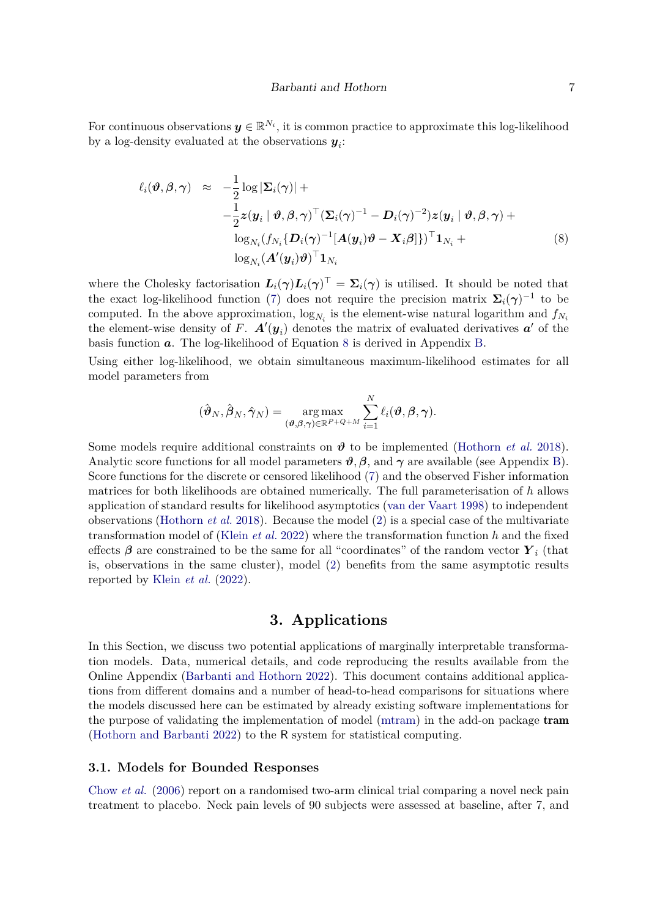For continuous observations $\boldsymbol{y} \in \mathbb{R}^{N_i}$, it is common practice to approximate this log-likelihood by a log-density evaluated at the observations $\boldsymbol{y}_i$:

$$
\begin{aligned}
\ell_i(\boldsymbol{\vartheta}, \boldsymbol{\beta}, \boldsymbol{\gamma}) \quad \approx \quad & -\frac{1}{2} \log |\boldsymbol{\Sigma}_i(\boldsymbol{\gamma})| + \\
& -\frac{1}{2} \boldsymbol{z}(\boldsymbol{y}_i \mid \boldsymbol{\vartheta}, \boldsymbol{\beta}, \boldsymbol{\gamma})^\top (\boldsymbol{\Sigma}_i(\boldsymbol{\gamma})^{-1} - \boldsymbol{D}_i(\boldsymbol{\gamma})^{-2}) \boldsymbol{z}(\boldsymbol{y}_i \mid \boldsymbol{\vartheta}, \boldsymbol{\beta}, \boldsymbol{\gamma}) + \\
& \log_{N_i}(f_{N_i}\{\boldsymbol{D}_i(\boldsymbol{\gamma})^{-1}[\boldsymbol{A}(\boldsymbol{y}_i)\boldsymbol{\vartheta} - \boldsymbol{X}_i\boldsymbol{\beta}]\})^\top \boldsymbol{1}_{N_i} + \\
& \log_{N_i}(\boldsymbol{A}'(\boldsymbol{y}_i)\boldsymbol{\vartheta})^\top \boldsymbol{1}_{N_i}
\end{aligned}
\tag{8}
$$

where the Cholesky factorisation $\boldsymbol{L}_i(\boldsymbol{\gamma})\boldsymbol{L}_i(\boldsymbol{\gamma})^\top = \boldsymbol{\Sigma}_i(\boldsymbol{\gamma})$ is utilised. It should be noted that the exact log-likelihood function (7) does not require the precision matrix $\boldsymbol{\Sigma}_i(\boldsymbol{\gamma})^{-1}$ to be computed. In the above approximation, $\log_{N_i}$ is the element-wise natural logarithm and $f_{N_i}$ the element-wise density of $F$. $\boldsymbol{A}'(\boldsymbol{y}_i)$ denotes the matrix of evaluated derivatives $\boldsymbol{a}'$ of the basis function $\boldsymbol{a}$. The log-likelihood of Equation 8 is derived in Appendix B.

Using either log-likelihood, we obtain simultaneous maximum-likelihood estimates for all model parameters from

$$
(\hat{\boldsymbol{\vartheta}}_N, \hat{\boldsymbol{\beta}}_N, \hat{\boldsymbol{\gamma}}_N) = \underset{(\boldsymbol{\vartheta}, \boldsymbol{\beta}, \boldsymbol{\gamma}) \in \mathbb{R}^{P+Q+M}}{\arg\max} \sum_{i=1}^{N} \ell_i(\boldsymbol{\vartheta}, \boldsymbol{\beta}, \boldsymbol{\gamma}).
$$

Some models require additional constraints on $\boldsymbol{\vartheta}$ to be implemented (Hothorn *et al.* 2018). Analytic score functions for all model parameters $\boldsymbol{\vartheta}, \boldsymbol{\beta}$, and $\boldsymbol{\gamma}$ are available (see Appendix B). Score functions for the discrete or censored likelihood (7) and the observed Fisher information matrices for both likelihoods are obtained numerically. The full parameterisation of $h$ allows application of standard results for likelihood asymptotics (van der Vaart 1998) to independent observations (Hothorn *et al.* 2018). Because the model (2) is a special case of the multivariate transformation model of (Klein *et al.* 2022) where the transformation function $h$ and the fixed effects $\boldsymbol{\beta}$ are constrained to be the same for all "coordinates" of the random vector $\boldsymbol{Y}_i$ (that is, observations in the same cluster), model (2) benefits from the same asymptotic results reported by Klein *et al.* (2022).

## 3. Applications

In this Section, we discuss two potential applications of marginally interpretable transformation models. Data, numerical details, and code reproducing the results available from the Online Appendix (Barbanti and Hothorn 2022). This document contains additional applications from different domains and a number of head-to-head comparisons for situations where the models discussed here can be estimated by already existing software implementations for the purpose of validating the implementation of model (mtram) in the add-on package **tram** (Hothorn and Barbanti 2022) to the R system for statistical computing.

### 3.1. Models for Bounded Responses

Chow *et al.* (2006) report on a randomised two-arm clinical trial comparing a novel neck pain treatment to placebo. Neck pain levels of 90 subjects were assessed at baseline, after 7, and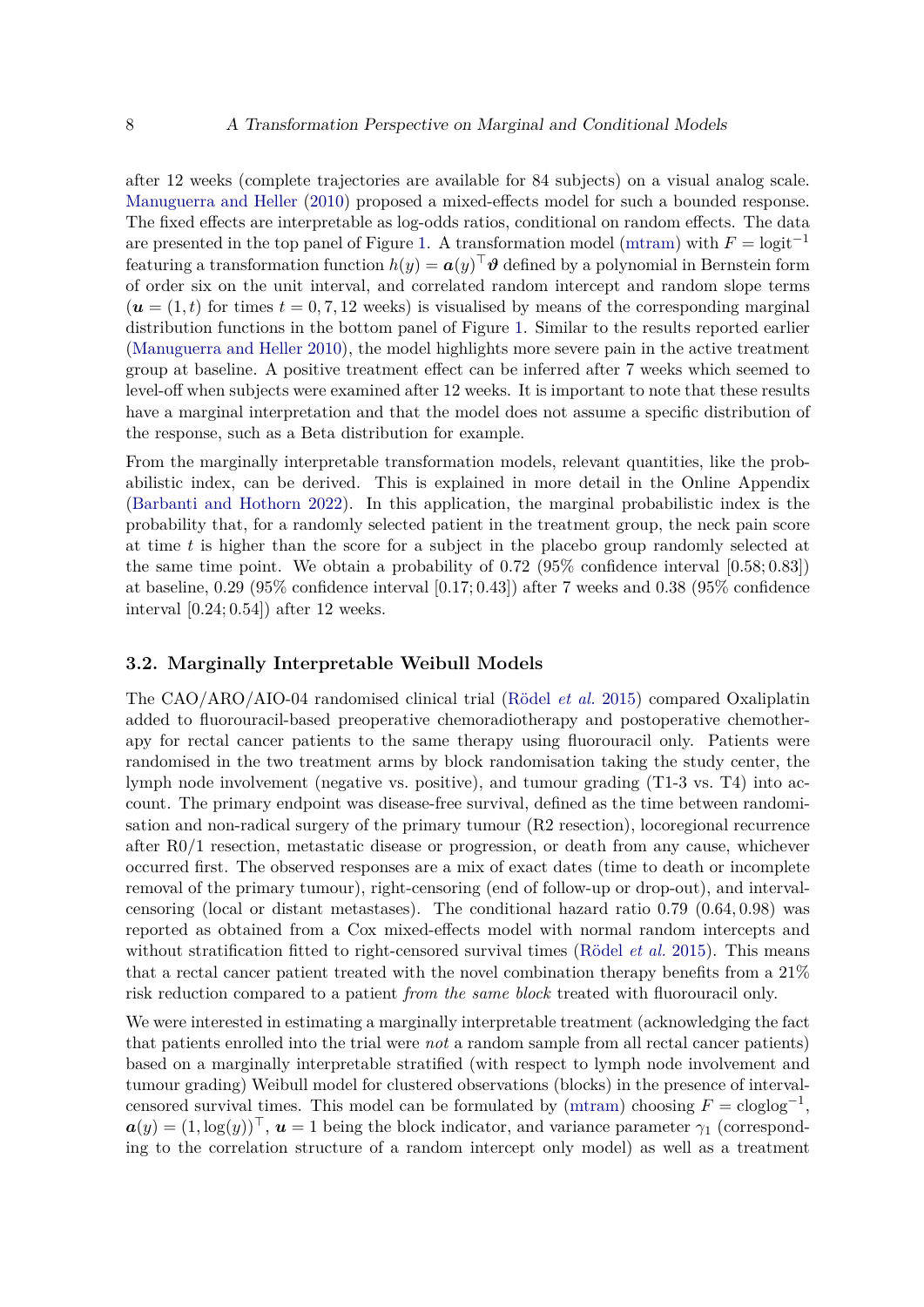after 12 weeks (complete trajectories are available for 84 subjects) on a visual analog scale. Manuguerra and Heller (2010) proposed a mixed-effects model for such a bounded response. The fixed effects are interpretable as log-odds ratios, conditional on random effects. The data are presented in the top panel of Figure 1. A transformation model (mtram) with $F = \text{logit}^{-1}$ featuring a transformation function $h(y) = \boldsymbol{a}(y)^\top \boldsymbol{\vartheta}$ defined by a polynomial in Bernstein form of order six on the unit interval, and correlated random intercept and random slope terms ($\boldsymbol{u} = (1, t)$ for times $t = 0, 7, 12$ weeks) is visualised by means of the corresponding marginal distribution functions in the bottom panel of Figure 1. Similar to the results reported earlier (Manuguerra and Heller 2010), the model highlights more severe pain in the active treatment group at baseline. A positive treatment effect can be inferred after 7 weeks which seemed to level-off when subjects were examined after 12 weeks. It is important to note that these results have a marginal interpretation and that the model does not assume a specific distribution of the response, such as a Beta distribution for example.

From the marginally interpretable transformation models, relevant quantities, like the probabilistic index, can be derived. This is explained in more detail in the Online Appendix (Barbanti and Hothorn 2022). In this application, the marginal probabilistic index is the probability that, for a randomly selected patient in the treatment group, the neck pain score at time $t$ is higher than the score for a subject in the placebo group randomly selected at the same time point. We obtain a probability of 0.72 (95% confidence interval $[0.58; 0.83]$) at baseline, 0.29 (95% confidence interval $[0.17; 0.43]$) after 7 weeks and 0.38 (95% confidence interval $[0.24; 0.54]$) after 12 weeks.

### 3.2. Marginally Interpretable Weibull Models

The CAO/ARO/AIO-04 randomised clinical trial (Rödel *et al.* 2015) compared Oxaliplatin added to fluorouracil-based preoperative chemoradiotherapy and postoperative chemotherapy for rectal cancer patients to the same therapy using fluorouracil only. Patients were randomised in the two treatment arms by block randomisation taking the study center, the lymph node involvement (negative vs. positive), and tumour grading (T1-3 vs. T4) into account. The primary endpoint was disease-free survival, defined as the time between randomisation and non-radical surgery of the primary tumour (R2 resection), locoregional recurrence after R0/1 resection, metastatic disease or progression, or death from any cause, whichever occurred first. The observed responses are a mix of exact dates (time to death or incomplete removal of the primary tumour), right-censoring (end of follow-up or drop-out), and interval-censoring (local or distant metastases). The conditional hazard ratio 0.79 $(0.64, 0.98)$ was reported as obtained from a Cox mixed-effects model with normal random intercepts and without stratification fitted to right-censored survival times (Rödel *et al.* 2015). This means that a rectal cancer patient treated with the novel combination therapy benefits from a 21% risk reduction compared to a patient *from the same block* treated with fluorouracil only.

We were interested in estimating a marginally interpretable treatment (acknowledging the fact that patients enrolled into the trial were *not* a random sample from all rectal cancer patients) based on a marginally interpretable stratified (with respect to lymph node involvement and tumour grading) Weibull model for clustered observations (blocks) in the presence of interval-censored survival times. This model can be formulated by (mtram) choosing $F = \text{cloglog}^{-1}$, $\boldsymbol{a}(y) = (1, \log(y))^\top$, $\boldsymbol{u} = 1$ being the block indicator, and variance parameter $\gamma_1$ (corresponding to the correlation structure of a random intercept only model) as well as a treatment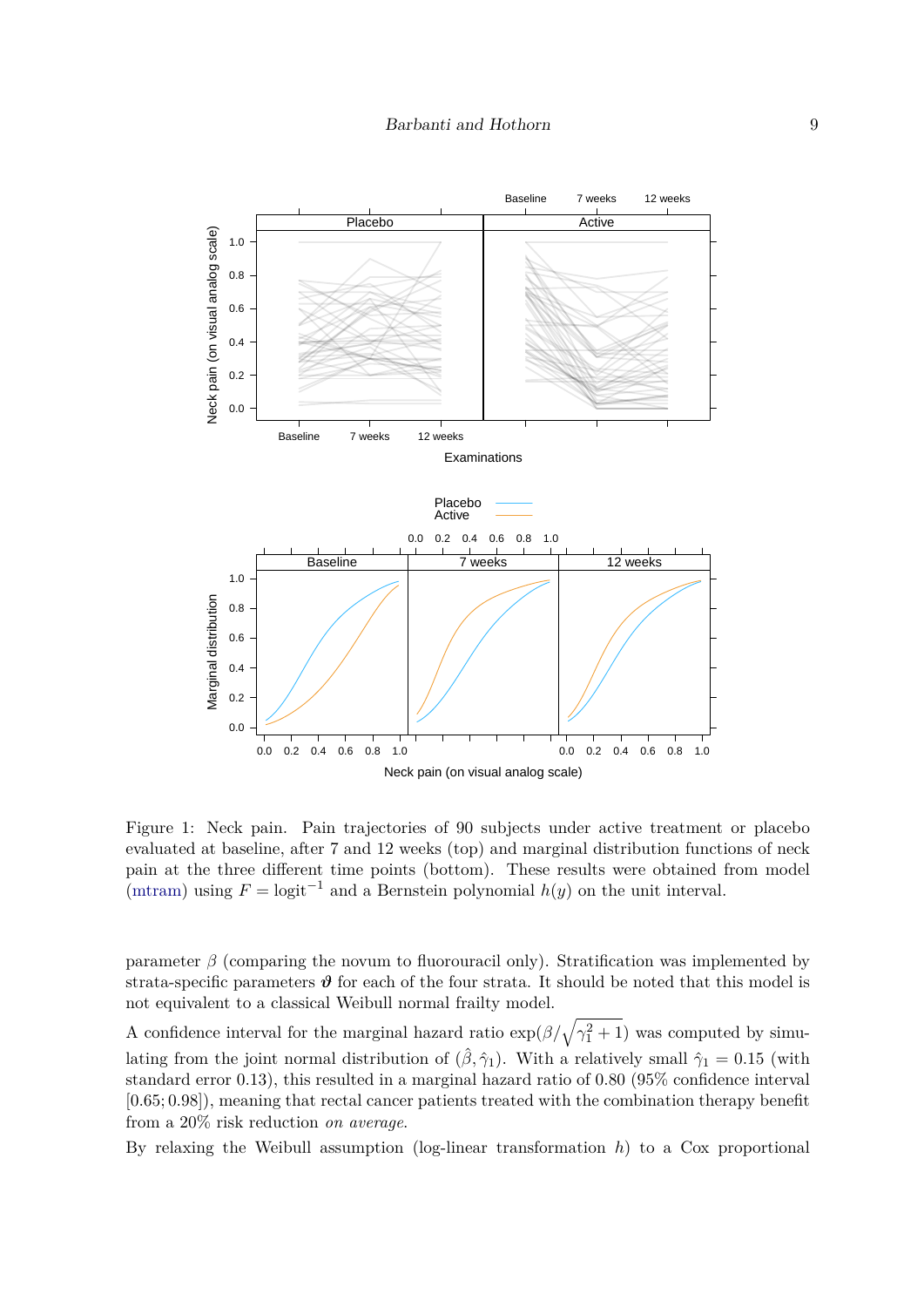Figure 1: Neck pain. Pain trajectories of 90 subjects under active treatment or placebo evaluated at baseline, after 7 and 12 weeks (top) and marginal distribution functions of neck pain at the three different time points (bottom). These results were obtained from model (mtram) using $F = \text{logit}^{-1}$ and a Bernstein polynomial $h(y)$ on the unit interval.

parameter $\beta$ (comparing the novum to fluorouracil only). Stratification was implemented by strata-specific parameters $\boldsymbol{\vartheta}$ for each of the four strata. It should be noted that this model is not equivalent to a classical Weibull normal frailty model.

A confidence interval for the marginal hazard ratio $\exp(\beta/\sqrt{\gamma_1^2 + 1})$ was computed by simulating from the joint normal distribution of $(\hat{\beta}, \hat{\gamma}_1)$. With a relatively small $\hat{\gamma}_1 = 0.15$ (with standard error 0.13), this resulted in a marginal hazard ratio of 0.80 (95% confidence interval [0.65; 0.98]), meaning that rectal cancer patients treated with the combination therapy benefit from a 20% risk reduction *on average*.

By relaxing the Weibull assumption (log-linear transformation $h$) to a Cox proportional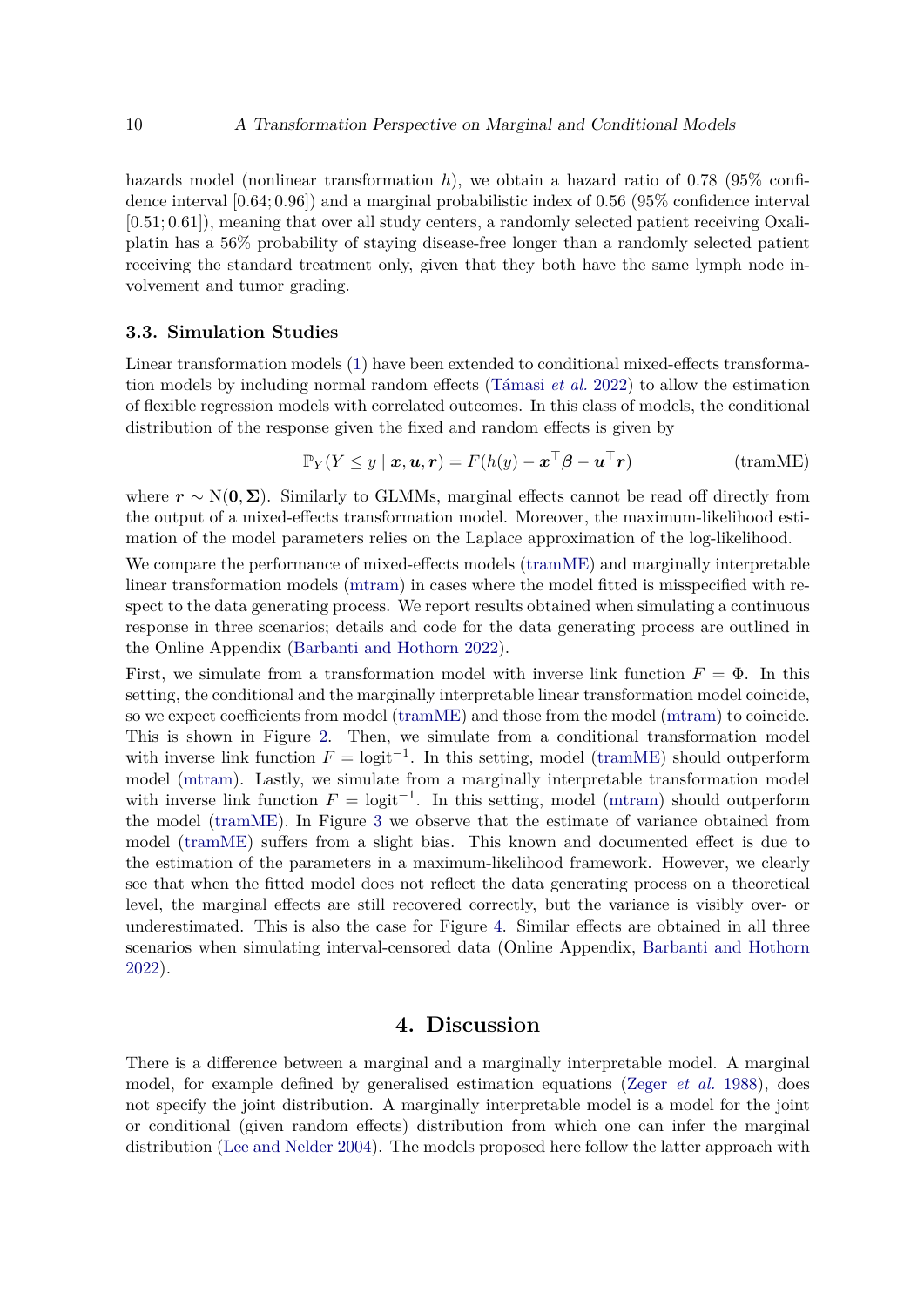hazards model (nonlinear transformation $h$), we obtain a hazard ratio of 0.78 (95% confidence interval $[0.64; 0.96]$) and a marginal probabilistic index of 0.56 (95% confidence interval $[0.51; 0.61]$), meaning that over all study centers, a randomly selected patient receiving Oxaliplatin has a 56% probability of staying disease-free longer than a randomly selected patient receiving the standard treatment only, given that they both have the same lymph node involvement and tumor grading.

### 3.3. Simulation Studies

Linear transformation models (1) have been extended to conditional mixed-effects transformation models by including normal random effects (Támasi *et al.* 2022) to allow the estimation of flexible regression models with correlated outcomes. In this class of models, the conditional distribution of the response given the fixed and random effects is given by

$$\mathbb{P}_Y(Y \le y \mid \boldsymbol{x}, \boldsymbol{u}, \boldsymbol{r}) = F(h(y) - \boldsymbol{x}^\top \boldsymbol{\beta} - \boldsymbol{u}^\top \boldsymbol{r}) \qquad \text{(tramME)}$$

where $\boldsymbol{r} \sim \mathrm{N}(\boldsymbol{0}, \boldsymbol{\Sigma})$. Similarly to GLMMs, marginal effects cannot be read off directly from the output of a mixed-effects transformation model. Moreover, the maximum-likelihood estimation of the model parameters relies on the Laplace approximation of the log-likelihood.

We compare the performance of mixed-effects models (tramME) and marginally interpretable linear transformation models (mtram) in cases where the model fitted is misspecified with respect to the data generating process. We report results obtained when simulating a continuous response in three scenarios; details and code for the data generating process are outlined in the Online Appendix (Barbanti and Hothorn 2022).

First, we simulate from a transformation model with inverse link function $F = \Phi$. In this setting, the conditional and the marginally interpretable linear transformation model coincide, so we expect coefficients from model (tramME) and those from the model (mtram) to coincide. This is shown in Figure 2. Then, we simulate from a conditional transformation model with inverse link function $F = \text{logit}^{-1}$. In this setting, model (tramME) should outperform model (mtram). Lastly, we simulate from a marginally interpretable transformation model with inverse link function $F = \text{logit}^{-1}$. In this setting, model (mtram) should outperform the model (tramME). In Figure 3 we observe that the estimate of variance obtained from model (tramME) suffers from a slight bias. This known and documented effect is due to the estimation of the parameters in a maximum-likelihood framework. However, we clearly see that when the fitted model does not reflect the data generating process on a theoretical level, the marginal effects are still recovered correctly, but the variance is visibly over- or underestimated. This is also the case for Figure 4. Similar effects are obtained in all three scenarios when simulating interval-censored data (Online Appendix, Barbanti and Hothorn 2022).

## 4. Discussion

There is a difference between a marginal and a marginally interpretable model. A marginal model, for example defined by generalised estimation equations (Zeger *et al.* 1988), does not specify the joint distribution. A marginally interpretable model is a model for the joint or conditional (given random effects) distribution from which one can infer the marginal distribution (Lee and Nelder 2004). The models proposed here follow the latter approach with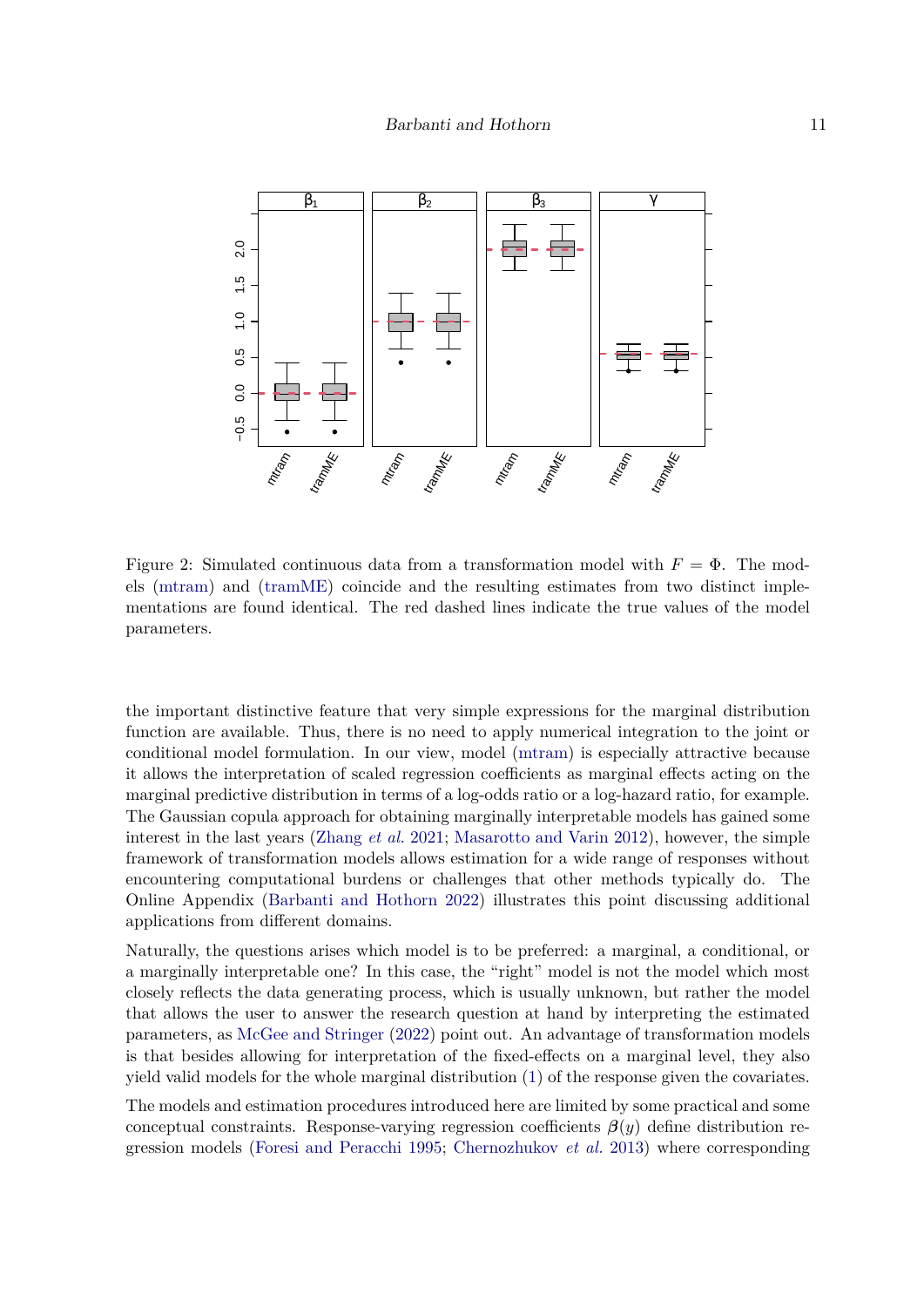Figure 2: Simulated continuous data from a transformation model with $F = \Phi$. The models (mtram) and (tramME) coincide and the resulting estimates from two distinct implementations are found identical. The red dashed lines indicate the true values of the model parameters.

the important distinctive feature that very simple expressions for the marginal distribution function are available. Thus, there is no need to apply numerical integration to the joint or conditional model formulation. In our view, model (mtram) is especially attractive because it allows the interpretation of scaled regression coefficients as marginal effects acting on the marginal predictive distribution in terms of a log-odds ratio or a log-hazard ratio, for example. The Gaussian copula approach for obtaining marginally interpretable models has gained some interest in the last years (Zhang *et al.* 2021; Masarotto and Varin 2012), however, the simple framework of transformation models allows estimation for a wide range of responses without encountering computational burdens or challenges that other methods typically do. The Online Appendix (Barbanti and Hothorn 2022) illustrates this point discussing additional applications from different domains.

Naturally, the questions arises which model is to be preferred: a marginal, a conditional, or a marginally interpretable one? In this case, the "right" model is not the model which most closely reflects the data generating process, which is usually unknown, but rather the model that allows the user to answer the research question at hand by interpreting the estimated parameters, as McGee and Stringer (2022) point out. An advantage of transformation models is that besides allowing for interpretation of the fixed-effects on a marginal level, they also yield valid models for the whole marginal distribution (1) of the response given the covariates.

The models and estimation procedures introduced here are limited by some practical and some conceptual constraints. Response-varying regression coefficients $\boldsymbol{\beta}(y)$ define distribution regression models (Foresi and Peracchi 1995; Chernozhukov *et al.* 2013) where corresponding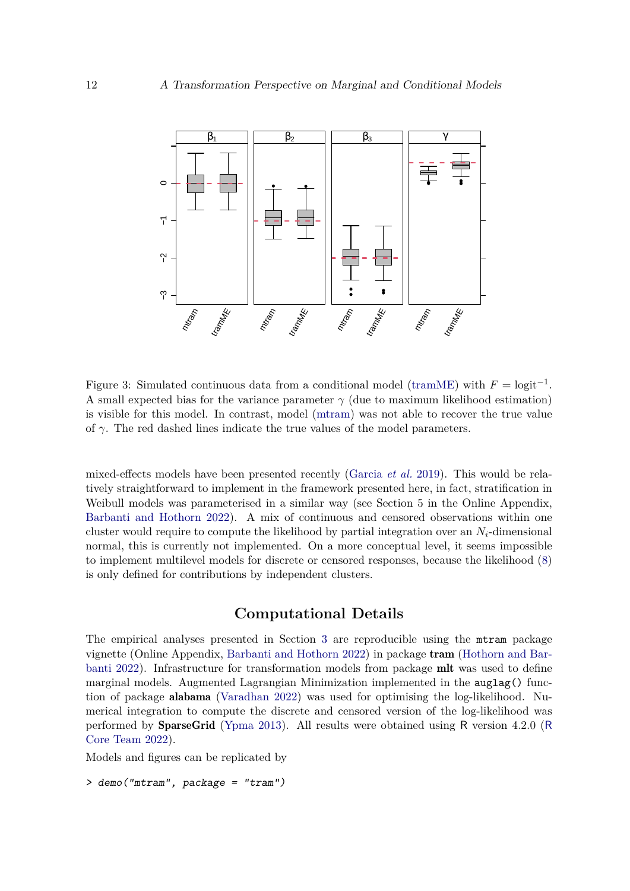Figure 3: Simulated continuous data from a conditional model (tramME) with $F = \text{logit}^{-1}$. A small expected bias for the variance parameter $\gamma$ (due to maximum likelihood estimation) is visible for this model. In contrast, model (mtram) was not able to recover the true value of $\gamma$. The red dashed lines indicate the true values of the model parameters.

mixed-effects models have been presented recently (Garcia *et al.* 2019). This would be relatively straightforward to implement in the framework presented here, in fact, stratification in Weibull models was parameterised in a similar way (see Section 5 in the Online Appendix, Barbanti and Hothorn 2022). A mix of continuous and censored observations within one cluster would require to compute the likelihood by partial integration over an $N_i$-dimensional normal, this is currently not implemented. On a more conceptual level, it seems impossible to implement multilevel models for discrete or censored responses, because the likelihood (8) is only defined for contributions by independent clusters.

## Computational Details

The empirical analyses presented in Section 3 are reproducible using the `mtram` package vignette (Online Appendix, Barbanti and Hothorn 2022) in package **tram** (Hothorn and Barbanti 2022). Infrastructure for transformation models from package **mlt** was used to define marginal models. Augmented Lagrangian Minimization implemented in the `auglag()` function of package **alabama** (Varadhan 2022) was used for optimising the log-likelihood. Numerical integration to compute the discrete and censored version of the log-likelihood was performed by **SparseGrid** (Ypma 2013). All results were obtained using R version 4.2.0 (R Core Team 2022).

Models and figures can be replicated by

```
> demo("mtram", package = "tram")
```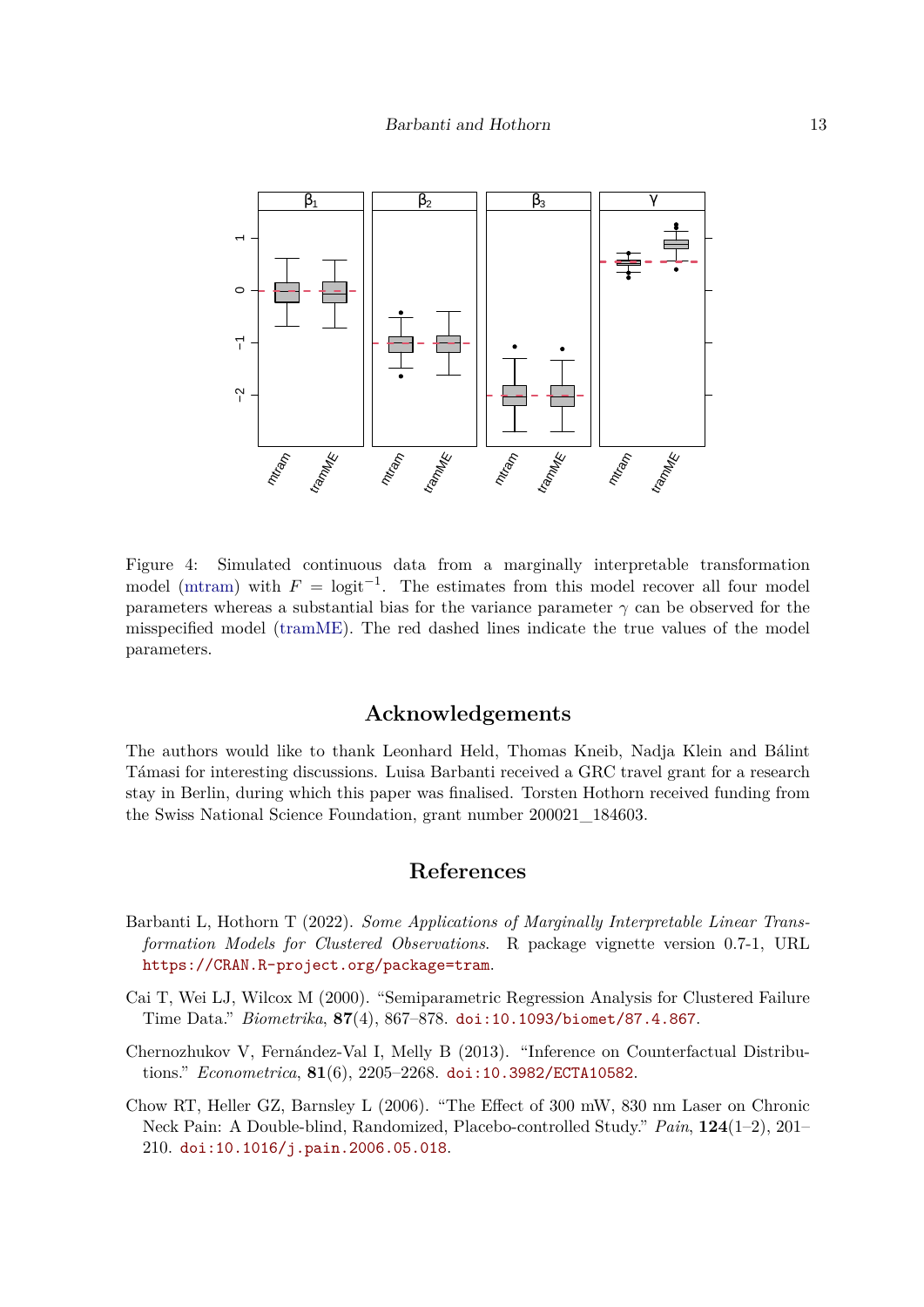Figure 4: Simulated continuous data from a marginally interpretable transformation model (mtram) with $F = \text{logit}^{-1}$. The estimates from this model recover all four model parameters whereas a substantial bias for the variance parameter $\gamma$ can be observed for the misspecified model (tramME). The red dashed lines indicate the true values of the model parameters.

## Acknowledgements

The authors would like to thank Leonhard Held, Thomas Kneib, Nadja Klein and Bálint Támasi for interesting discussions. Luisa Barbanti received a GRC travel grant for a research stay in Berlin, during which this paper was finalised. Torsten Hothorn received funding from the Swiss National Science Foundation, grant number 200021_184603.

## References

Barbanti L, Hothorn T (2022). *Some Applications of Marginally Interpretable Linear Transformation Models for Clustered Observations*. R package vignette version 0.7-1, URL https://CRAN.R-project.org/package=tram.

Cai T, Wei LJ, Wilcox M (2000). "Semiparametric Regression Analysis for Clustered Failure Time Data." *Biometrika*, **87**(4), 867–878. doi:10.1093/biomet/87.4.867.

Chernozhukov V, Fernández-Val I, Melly B (2013). "Inference on Counterfactual Distributions." *Econometrica*, **81**(6), 2205–2268. doi:10.3982/ECTA10582.

Chow RT, Heller GZ, Barnsley L (2006). "The Effect of 300 mW, 830 nm Laser on Chronic Neck Pain: A Double-blind, Randomized, Placebo-controlled Study." *Pain*, **124**(1–2), 201–210. doi:10.1016/j.pain.2006.05.018.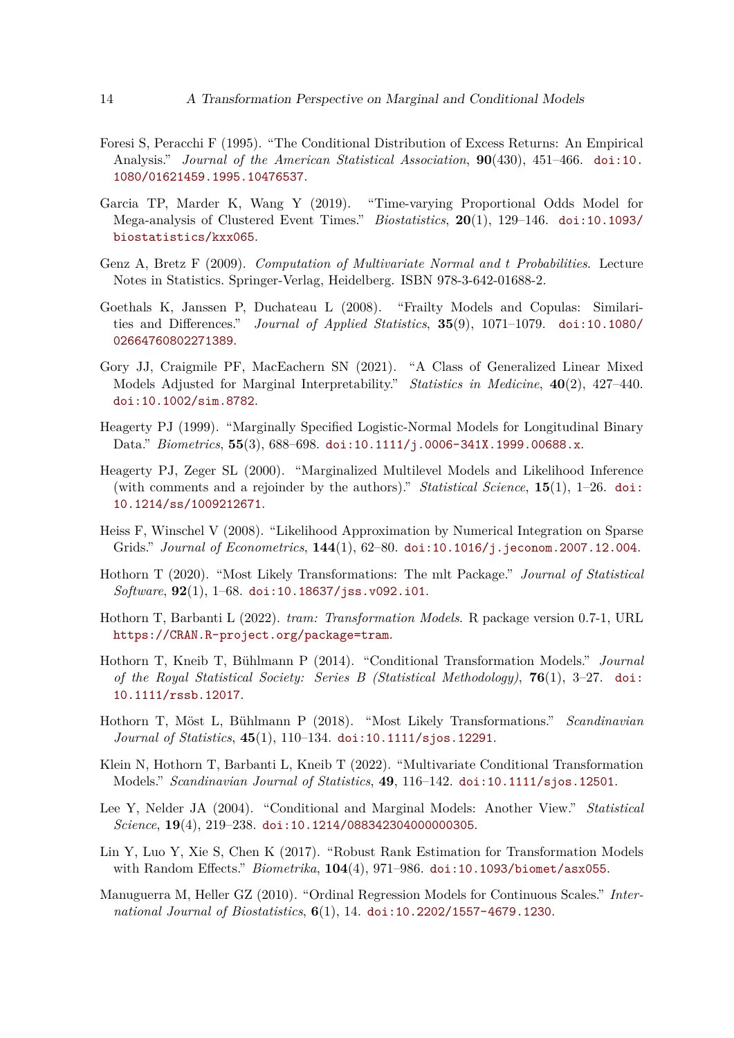Foresi S, Peracchi F (1995). "The Conditional Distribution of Excess Returns: An Empirical Analysis." *Journal of the American Statistical Association*, **90**(430), 451–466. doi:10.1080/01621459.1995.10476537.

Garcia TP, Marder K, Wang Y (2019). "Time-varying Proportional Odds Model for Mega-analysis of Clustered Event Times." *Biostatistics*, **20**(1), 129–146. doi:10.1093/biostatistics/kxx065.

Genz A, Bretz F (2009). *Computation of Multivariate Normal and t Probabilities*. Lecture Notes in Statistics. Springer-Verlag, Heidelberg. ISBN 978-3-642-01688-2.

Goethals K, Janssen P, Duchateau L (2008). "Frailty Models and Copulas: Similarities and Differences." *Journal of Applied Statistics*, **35**(9), 1071–1079. doi:10.1080/02664760802271389.

Gory JJ, Craigmile PF, MacEachern SN (2021). "A Class of Generalized Linear Mixed Models Adjusted for Marginal Interpretability." *Statistics in Medicine*, **40**(2), 427–440. doi:10.1002/sim.8782.

Heagerty PJ (1999). "Marginally Specified Logistic-Normal Models for Longitudinal Binary Data." *Biometrics*, **55**(3), 688–698. doi:10.1111/j.0006-341X.1999.00688.x.

Heagerty PJ, Zeger SL (2000). "Marginalized Multilevel Models and Likelihood Inference (with comments and a rejoinder by the authors)." *Statistical Science*, **15**(1), 1–26. doi:10.1214/ss/1009212671.

Heiss F, Winschel V (2008). "Likelihood Approximation by Numerical Integration on Sparse Grids." *Journal of Econometrics*, **144**(1), 62–80. doi:10.1016/j.jeconom.2007.12.004.

Hothorn T (2020). "Most Likely Transformations: The mlt Package." *Journal of Statistical Software*, **92**(1), 1–68. doi:10.18637/jss.v092.i01.

Hothorn T, Barbanti L (2022). *tram: Transformation Models*. R package version 0.7-1, URL https://CRAN.R-project.org/package=tram.

Hothorn T, Kneib T, Bühlmann P (2014). "Conditional Transformation Models." *Journal of the Royal Statistical Society: Series B (Statistical Methodology)*, **76**(1), 3–27. doi:10.1111/rssb.12017.

Hothorn T, Möst L, Bühlmann P (2018). "Most Likely Transformations." *Scandinavian Journal of Statistics*, **45**(1), 110–134. doi:10.1111/sjos.12291.

Klein N, Hothorn T, Barbanti L, Kneib T (2022). "Multivariate Conditional Transformation Models." *Scandinavian Journal of Statistics*, **49**, 116–142. doi:10.1111/sjos.12501.

Lee Y, Nelder JA (2004). "Conditional and Marginal Models: Another View." *Statistical Science*, **19**(4), 219–238. doi:10.1214/088342304000000305.

Lin Y, Luo Y, Xie S, Chen K (2017). "Robust Rank Estimation for Transformation Models with Random Effects." *Biometrika*, **104**(4), 971–986. doi:10.1093/biomet/asx055.

Manuguerra M, Heller GZ (2010). "Ordinal Regression Models for Continuous Scales." *International Journal of Biostatistics*, **6**(1), 14. doi:10.2202/1557-4679.1230.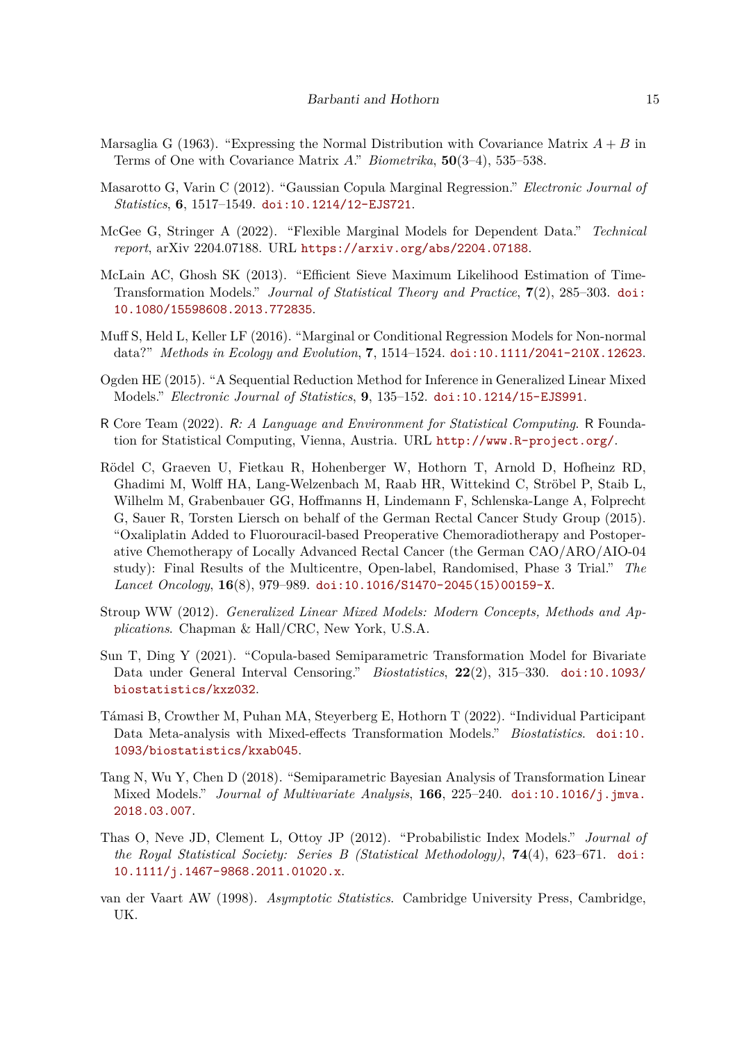Marsaglia G (1963). "Expressing the Normal Distribution with Covariance Matrix $A + B$ in Terms of One with Covariance Matrix $A$." *Biometrika*, **50**(3–4), 535–538.

Masarotto G, Varin C (2012). "Gaussian Copula Marginal Regression." *Electronic Journal of Statistics*, **6**, 1517–1549. doi:10.1214/12-EJS721.

McGee G, Stringer A (2022). "Flexible Marginal Models for Dependent Data." *Technical report*, arXiv 2204.07188. URL https://arxiv.org/abs/2204.07188.

McLain AC, Ghosh SK (2013). "Efficient Sieve Maximum Likelihood Estimation of Time-Transformation Models." *Journal of Statistical Theory and Practice*, **7**(2), 285–303. doi:10.1080/15598608.2013.772835.

Muff S, Held L, Keller LF (2016). "Marginal or Conditional Regression Models for Non-normal data?" *Methods in Ecology and Evolution*, **7**, 1514–1524. doi:10.1111/2041-210X.12623.

Ogden HE (2015). "A Sequential Reduction Method for Inference in Generalized Linear Mixed Models." *Electronic Journal of Statistics*, **9**, 135–152. doi:10.1214/15-EJS991.

R Core Team (2022). *R: A Language and Environment for Statistical Computing*. R Foundation for Statistical Computing, Vienna, Austria. URL http://www.R-project.org/.

Rödel C, Graeven U, Fietkau R, Hohenberger W, Hothorn T, Arnold D, Hofheinz RD, Ghadimi M, Wolff HA, Lang-Welzenbach M, Raab HR, Wittekind C, Ströbel P, Staib L, Wilhelm M, Grabenbauer GG, Hoffmanns H, Lindemann F, Schlenska-Lange A, Folprecht G, Sauer R, Torsten Liersch on behalf of the German Rectal Cancer Study Group (2015). "Oxaliplatin Added to Fluorouracil-based Preoperative Chemoradiotherapy and Postoperative Chemotherapy of Locally Advanced Rectal Cancer (the German CAO/ARO/AIO-04 study): Final Results of the Multicentre, Open-label, Randomised, Phase 3 Trial." *The Lancet Oncology*, **16**(8), 979–989. doi:10.1016/S1470-2045(15)00159-X.

Stroup WW (2012). *Generalized Linear Mixed Models: Modern Concepts, Methods and Applications*. Chapman & Hall/CRC, New York, U.S.A.

Sun T, Ding Y (2021). "Copula-based Semiparametric Transformation Model for Bivariate Data under General Interval Censoring." *Biostatistics*, **22**(2), 315–330. doi:10.1093/biostatistics/kxz032.

Támasi B, Crowther M, Puhan MA, Steyerberg E, Hothorn T (2022). "Individual Participant Data Meta-analysis with Mixed-effects Transformation Models." *Biostatistics*. doi:10.1093/biostatistics/kxab045.

Tang N, Wu Y, Chen D (2018). "Semiparametric Bayesian Analysis of Transformation Linear Mixed Models." *Journal of Multivariate Analysis*, **166**, 225–240. doi:10.1016/j.jmva.2018.03.007.

Thas O, Neve JD, Clement L, Ottoy JP (2012). "Probabilistic Index Models." *Journal of the Royal Statistical Society: Series B (Statistical Methodology)*, **74**(4), 623–671. doi:10.1111/j.1467-9868.2011.01020.x.

van der Vaart AW (1998). *Asymptotic Statistics*. Cambridge University Press, Cambridge, UK.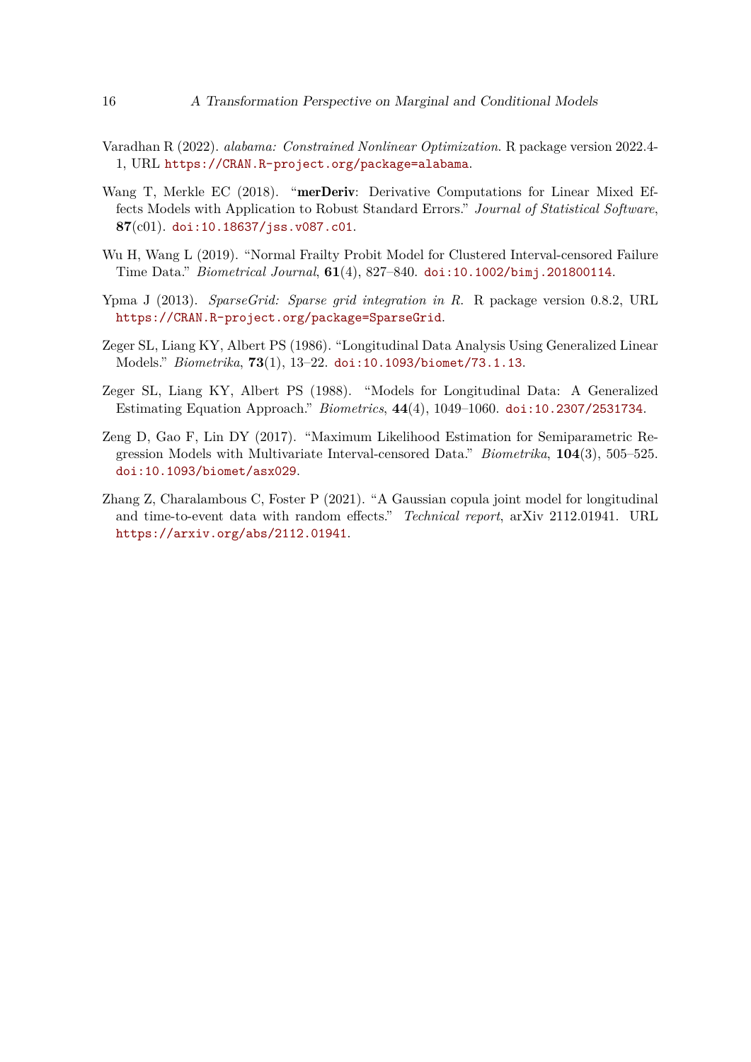Varadhan R (2022). *alabama: Constrained Nonlinear Optimization*. R package version 2022.4-1, URL https://CRAN.R-project.org/package=alabama.

Wang T, Merkle EC (2018). "**merDeriv**: Derivative Computations for Linear Mixed Effects Models with Application to Robust Standard Errors." *Journal of Statistical Software*, **87**(c01). doi:10.18637/jss.v087.c01.

Wu H, Wang L (2019). "Normal Frailty Probit Model for Clustered Interval-censored Failure Time Data." *Biometrical Journal*, **61**(4), 827–840. doi:10.1002/bimj.201800114.

Ypma J (2013). *SparseGrid: Sparse grid integration in R.* R package version 0.8.2, URL https://CRAN.R-project.org/package=SparseGrid.

Zeger SL, Liang KY, Albert PS (1986). "Longitudinal Data Analysis Using Generalized Linear Models." *Biometrika*, **73**(1), 13–22. doi:10.1093/biomet/73.1.13.

Zeger SL, Liang KY, Albert PS (1988). "Models for Longitudinal Data: A Generalized Estimating Equation Approach." *Biometrics*, **44**(4), 1049–1060. doi:10.2307/2531734.

Zeng D, Gao F, Lin DY (2017). "Maximum Likelihood Estimation for Semiparametric Regression Models with Multivariate Interval-censored Data." *Biometrika*, **104**(3), 505–525. doi:10.1093/biomet/asx029.

Zhang Z, Charalambous C, Foster P (2021). "A Gaussian copula joint model for longitudinal and time-to-event data with random effects." *Technical report*, arXiv 2112.01941. URL https://arxiv.org/abs/2112.01941.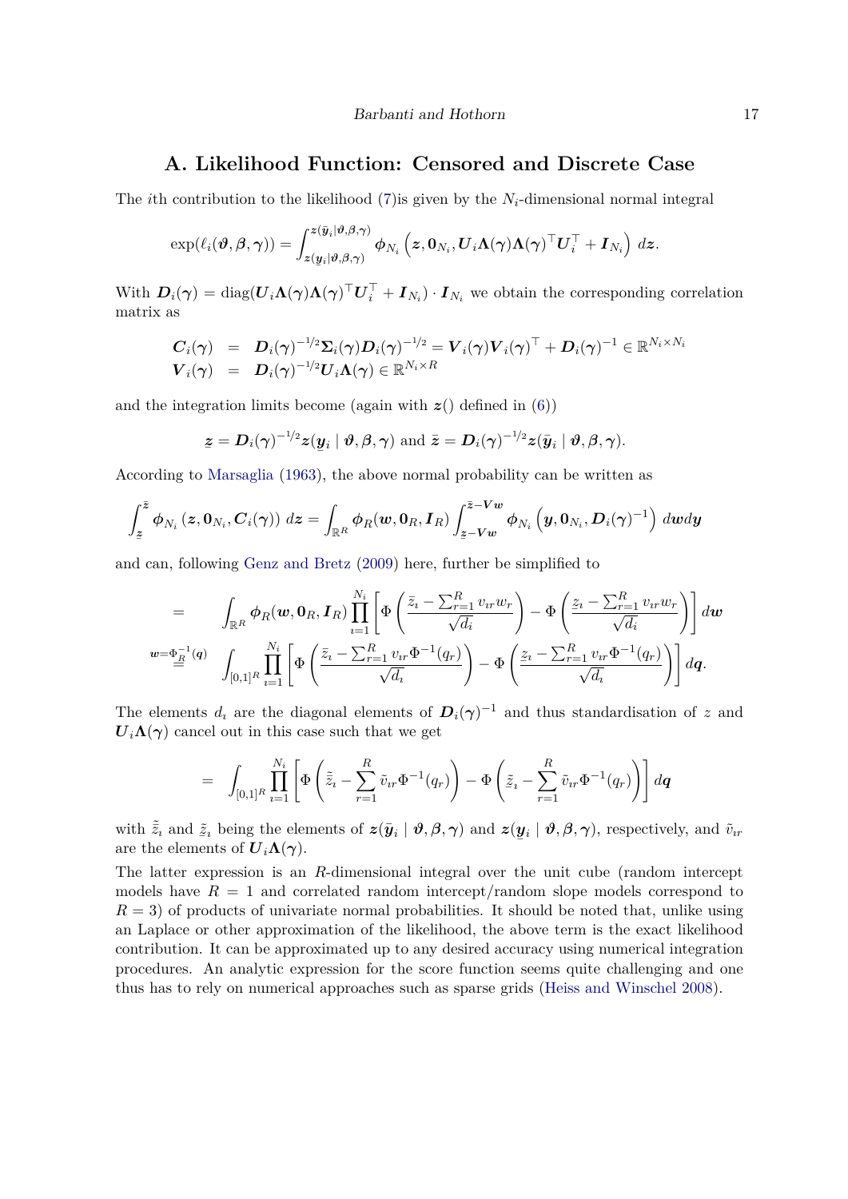## A. Likelihood Function: Censored and Discrete Case

The $i$th contribution to the likelihood (7)is given by the $N_i$-dimensional normal integral

$$\exp(\ell_i(\boldsymbol{\vartheta}, \boldsymbol{\beta}, \boldsymbol{\gamma})) = \int_{\boldsymbol{z}(\underline{\boldsymbol{y}}_i|\boldsymbol{\vartheta},\boldsymbol{\beta},\boldsymbol{\gamma})}^{\boldsymbol{z}(\bar{\boldsymbol{y}}_i|\boldsymbol{\vartheta},\boldsymbol{\beta},\boldsymbol{\gamma})} \boldsymbol{\phi}_{N_i}\left(\boldsymbol{z}, \boldsymbol{0}_{N_i}, \boldsymbol{U}_i \boldsymbol{\Lambda}(\boldsymbol{\gamma})\boldsymbol{\Lambda}(\boldsymbol{\gamma})^\top \boldsymbol{U}_i^\top + \boldsymbol{I}_{N_i}\right) \, d\boldsymbol{z}.$$

With $\boldsymbol{D}_i(\boldsymbol{\gamma}) = \operatorname{diag}(\boldsymbol{U}_i \boldsymbol{\Lambda}(\boldsymbol{\gamma})\boldsymbol{\Lambda}(\boldsymbol{\gamma})^\top \boldsymbol{U}_i^\top + \boldsymbol{I}_{N_i}) \cdot \boldsymbol{I}_{N_i}$ we obtain the corresponding correlation matrix as

$$\begin{aligned}
\boldsymbol{C}_i(\boldsymbol{\gamma}) &= \boldsymbol{D}_i(\boldsymbol{\gamma})^{-1/2} \boldsymbol{\Sigma}_i(\boldsymbol{\gamma}) \boldsymbol{D}_i(\boldsymbol{\gamma})^{-1/2} = \boldsymbol{V}_i(\boldsymbol{\gamma})\boldsymbol{V}_i(\boldsymbol{\gamma})^\top + \boldsymbol{D}_i(\boldsymbol{\gamma})^{-1} \in \mathbb{R}^{N_i \times N_i} \\
\boldsymbol{V}_i(\boldsymbol{\gamma}) &= \boldsymbol{D}_i(\boldsymbol{\gamma})^{-1/2} \boldsymbol{U}_i \boldsymbol{\Lambda}(\boldsymbol{\gamma}) \in \mathbb{R}^{N_i \times R}
\end{aligned}$$

and the integration limits become (again with $\boldsymbol{z}()$ defined in (6))

$$\underline{\boldsymbol{z}} = \boldsymbol{D}_i(\boldsymbol{\gamma})^{-1/2} \boldsymbol{z}(\underline{\boldsymbol{y}}_i \mid \boldsymbol{\vartheta}, \boldsymbol{\beta}, \boldsymbol{\gamma}) \text{ and } \bar{\boldsymbol{z}} = \boldsymbol{D}_i(\boldsymbol{\gamma})^{-1/2} \boldsymbol{z}(\bar{\boldsymbol{y}}_i \mid \boldsymbol{\vartheta}, \boldsymbol{\beta}, \boldsymbol{\gamma}).$$

According to Marsaglia (1963), the above normal probability can be written as

$$\int_{\underline{\boldsymbol{z}}}^{\bar{\boldsymbol{z}}} \boldsymbol{\phi}_{N_i}\left(\boldsymbol{z}, \boldsymbol{0}_{N_i}, \boldsymbol{C}_i(\boldsymbol{\gamma})\right) \, d\boldsymbol{z} = \int_{\mathbb{R}^R} \boldsymbol{\phi}_R(\boldsymbol{w}, \boldsymbol{0}_R, \boldsymbol{I}_R) \int_{\underline{\boldsymbol{z}} - \boldsymbol{V}\boldsymbol{w}}^{\bar{\boldsymbol{z}} - \boldsymbol{V}\boldsymbol{w}} \boldsymbol{\phi}_{N_i}\left(\boldsymbol{y}, \boldsymbol{0}_{N_i}, \boldsymbol{D}_i(\boldsymbol{\gamma})^{-1}\right) \, d\boldsymbol{w} d\boldsymbol{y}$$

and can, following Genz and Bretz (2009) here, further be simplified to

$$\begin{aligned}
&= \int_{\mathbb{R}^R} \boldsymbol{\phi}_R(\boldsymbol{w}, \boldsymbol{0}_R, \boldsymbol{I}_R) \prod_{\imath=1}^{N_i} \left[ \Phi\left( \frac{\bar{z}_\imath - \sum_{r=1}^R v_{\imath r} w_r}{\sqrt{d_\imath}} \right) - \Phi\left( \frac{\underline{z}_\imath - \sum_{r=1}^R v_{\imath r} w_r}{\sqrt{d_\imath}} \right) \right] d\boldsymbol{w} \\
&\overset{\boldsymbol{w} = \Phi_R^{-1}(\boldsymbol{q})}{=} \int_{[0,1]^R} \prod_{\imath=1}^{N_i} \left[ \Phi\left( \frac{\bar{z}_\imath - \sum_{r=1}^R v_{\imath r} \Phi^{-1}(q_r)}{\sqrt{d_\imath}} \right) - \Phi\left( \frac{\underline{z}_\imath - \sum_{r=1}^R v_{\imath r} \Phi^{-1}(q_r)}{\sqrt{d_\imath}} \right) \right] d\boldsymbol{q}.
\end{aligned}$$

The elements $d_\imath$ are the diagonal elements of $\boldsymbol{D}_i(\boldsymbol{\gamma})^{-1}$ and thus standardisation of $z$ and $\boldsymbol{U}_i \boldsymbol{\Lambda}(\boldsymbol{\gamma})$ cancel out in this case such that we get

$$= \int_{[0,1]^R} \prod_{\imath=1}^{N_i} \left[ \Phi\left( \tilde{\bar{z}}_\imath - \sum_{r=1}^R \tilde{v}_{\imath r} \Phi^{-1}(q_r) \right) - \Phi\left( \tilde{\underline{z}}_\imath - \sum_{r=1}^R \tilde{v}_{\imath r} \Phi^{-1}(q_r) \right) \right] d\boldsymbol{q}$$

with $\tilde{\bar{z}}_\imath$ and $\tilde{\underline{z}}_\imath$ being the elements of $\boldsymbol{z}(\bar{\boldsymbol{y}}_i \mid \boldsymbol{\vartheta}, \boldsymbol{\beta}, \boldsymbol{\gamma})$ and $\boldsymbol{z}(\underline{\boldsymbol{y}}_i \mid \boldsymbol{\vartheta}, \boldsymbol{\beta}, \boldsymbol{\gamma})$, respectively, and $\tilde{v}_{\imath r}$ are the elements of $\boldsymbol{U}_i \boldsymbol{\Lambda}(\boldsymbol{\gamma})$.

The latter expression is an $R$-dimensional integral over the unit cube (random intercept models have $R = 1$ and correlated random intercept/random slope models correspond to $R = 3$) of products of univariate normal probabilities. It should be noted that, unlike using an Laplace or other approximation of the likelihood, the above term is the exact likelihood contribution. It can be approximated up to any desired accuracy using numerical integration procedures. An analytic expression for the score function seems quite challenging and one thus has to rely on numerical approaches such as sparse grids (Heiss and Winschel 2008).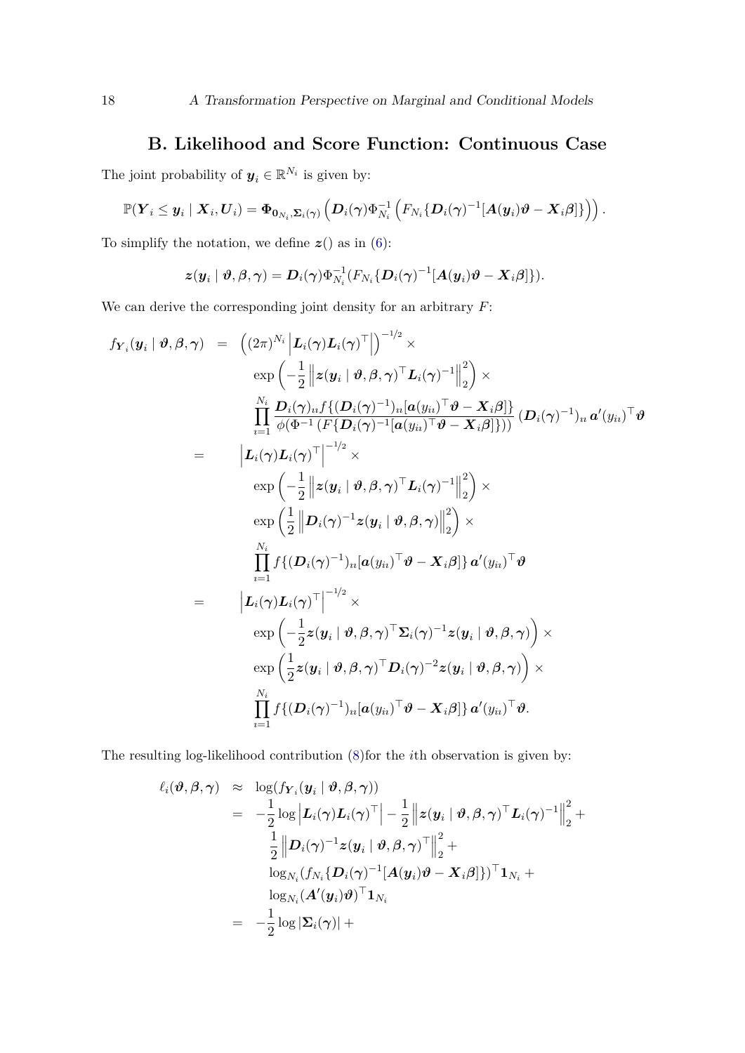## B. Likelihood and Score Function: Continuous Case

The joint probability of $\boldsymbol{y}_i \in \mathbb{R}^{N_i}$ is given by:

$$\mathbb{P}(\boldsymbol{Y}_i \leq \boldsymbol{y}_i \mid \boldsymbol{X}_i, \boldsymbol{U}_i) = \boldsymbol{\Phi}_{\boldsymbol{0}_{N_i}, \boldsymbol{\Sigma}_i(\boldsymbol{\gamma})}\left(\boldsymbol{D}_i(\boldsymbol{\gamma})\Phi_{N_i}^{-1}\left(F_{N_i}\{\boldsymbol{D}_i(\boldsymbol{\gamma})^{-1}[\boldsymbol{A}(\boldsymbol{y}_i)\boldsymbol{\vartheta} - \boldsymbol{X}_i\boldsymbol{\beta}]\}\right)\right).$$

To simplify the notation, we define $\boldsymbol{z}()$ as in (6):

$$\boldsymbol{z}(\boldsymbol{y}_i \mid \boldsymbol{\vartheta}, \boldsymbol{\beta}, \boldsymbol{\gamma}) = \boldsymbol{D}_i(\boldsymbol{\gamma})\Phi_{N_i}^{-1}(F_{N_i}\{\boldsymbol{D}_i(\boldsymbol{\gamma})^{-1}[\boldsymbol{A}(\boldsymbol{y}_i)\boldsymbol{\vartheta} - \boldsymbol{X}_i\boldsymbol{\beta}]\}).$$

We can derive the corresponding joint density for an arbitrary $F$:

$$\begin{aligned}
f_{\boldsymbol{Y}_i}(\boldsymbol{y}_i \mid \boldsymbol{\vartheta}, \boldsymbol{\beta}, \boldsymbol{\gamma}) &= \left((2\pi)^{N_i}\left|\boldsymbol{L}_i(\boldsymbol{\gamma})\boldsymbol{L}_i(\boldsymbol{\gamma})^\top\right|\right)^{-1/2} \times \\
&\quad \exp\left(-\frac{1}{2}\left\|\boldsymbol{z}(\boldsymbol{y}_i \mid \boldsymbol{\vartheta}, \boldsymbol{\beta}, \boldsymbol{\gamma})^\top \boldsymbol{L}_i(\boldsymbol{\gamma})^{-1}\right\|_2^2\right) \times \\
&\quad \prod_{\imath=1}^{N_i} \frac{\boldsymbol{D}_i(\boldsymbol{\gamma})_{\imath\imath} f\{(\boldsymbol{D}_i(\boldsymbol{\gamma})^{-1})_{\imath\imath}[\boldsymbol{a}(y_{i\imath})^\top\boldsymbol{\vartheta} - \boldsymbol{X}_i\boldsymbol{\beta}]\}}{\phi(\Phi^{-1}(F\{\boldsymbol{D}_i(\boldsymbol{\gamma})^{-1}[\boldsymbol{a}(y_{i\imath})^\top\boldsymbol{\vartheta} - \boldsymbol{X}_i\boldsymbol{\beta}]\}))}(\boldsymbol{D}_i(\boldsymbol{\gamma})^{-1})_{\imath\imath}\,\boldsymbol{a}'(y_{i\imath})^\top\boldsymbol{\vartheta} \\
&= \left|\boldsymbol{L}_i(\boldsymbol{\gamma})\boldsymbol{L}_i(\boldsymbol{\gamma})^\top\right|^{-1/2} \times \\
&\quad \exp\left(-\frac{1}{2}\left\|\boldsymbol{z}(\boldsymbol{y}_i \mid \boldsymbol{\vartheta}, \boldsymbol{\beta}, \boldsymbol{\gamma})^\top \boldsymbol{L}_i(\boldsymbol{\gamma})^{-1}\right\|_2^2\right) \times \\
&\quad \exp\left(\frac{1}{2}\left\|\boldsymbol{D}_i(\boldsymbol{\gamma})^{-1}\boldsymbol{z}(\boldsymbol{y}_i \mid \boldsymbol{\vartheta}, \boldsymbol{\beta}, \boldsymbol{\gamma})\right\|_2^2\right) \times \\
&\quad \prod_{\imath=1}^{N_i} f\{(\boldsymbol{D}_i(\boldsymbol{\gamma})^{-1})_{\imath\imath}[\boldsymbol{a}(y_{i\imath})^\top\boldsymbol{\vartheta} - \boldsymbol{X}_i\boldsymbol{\beta}]\}\,\boldsymbol{a}'(y_{i\imath})^\top\boldsymbol{\vartheta} \\
&= \left|\boldsymbol{L}_i(\boldsymbol{\gamma})\boldsymbol{L}_i(\boldsymbol{\gamma})^\top\right|^{-1/2} \times \\
&\quad \exp\left(-\frac{1}{2}\boldsymbol{z}(\boldsymbol{y}_i \mid \boldsymbol{\vartheta}, \boldsymbol{\beta}, \boldsymbol{\gamma})^\top \boldsymbol{\Sigma}_i(\boldsymbol{\gamma})^{-1}\boldsymbol{z}(\boldsymbol{y}_i \mid \boldsymbol{\vartheta}, \boldsymbol{\beta}, \boldsymbol{\gamma})\right) \times \\
&\quad \exp\left(\frac{1}{2}\boldsymbol{z}(\boldsymbol{y}_i \mid \boldsymbol{\vartheta}, \boldsymbol{\beta}, \boldsymbol{\gamma})^\top \boldsymbol{D}_i(\boldsymbol{\gamma})^{-2}\boldsymbol{z}(\boldsymbol{y}_i \mid \boldsymbol{\vartheta}, \boldsymbol{\beta}, \boldsymbol{\gamma})\right) \times \\
&\quad \prod_{\imath=1}^{N_i} f\{(\boldsymbol{D}_i(\boldsymbol{\gamma})^{-1})_{\imath\imath}[\boldsymbol{a}(y_{i\imath})^\top\boldsymbol{\vartheta} - \boldsymbol{X}_i\boldsymbol{\beta}]\}\,\boldsymbol{a}'(y_{i\imath})^\top\boldsymbol{\vartheta}.
\end{aligned}$$

The resulting log-likelihood contribution (8)for the $i$th observation is given by:

$$\begin{aligned}
\ell_i(\boldsymbol{\vartheta}, \boldsymbol{\beta}, \boldsymbol{\gamma}) &\approx \log(f_{\boldsymbol{Y}_i}(\boldsymbol{y}_i \mid \boldsymbol{\vartheta}, \boldsymbol{\beta}, \boldsymbol{\gamma})) \\
&= -\frac{1}{2}\log\left|\boldsymbol{L}_i(\boldsymbol{\gamma})\boldsymbol{L}_i(\boldsymbol{\gamma})^\top\right| - \frac{1}{2}\left\|\boldsymbol{z}(\boldsymbol{y}_i \mid \boldsymbol{\vartheta}, \boldsymbol{\beta}, \boldsymbol{\gamma})^\top \boldsymbol{L}_i(\boldsymbol{\gamma})^{-1}\right\|_2^2 + \\
&\quad \frac{1}{2}\left\|\boldsymbol{D}_i(\boldsymbol{\gamma})^{-1}\boldsymbol{z}(\boldsymbol{y}_i \mid \boldsymbol{\vartheta}, \boldsymbol{\beta}, \boldsymbol{\gamma})^\top\right\|_2^2 + \\
&\quad \log_{N_i}(f_{N_i}\{\boldsymbol{D}_i(\boldsymbol{\gamma})^{-1}[\boldsymbol{A}(\boldsymbol{y}_i)\boldsymbol{\vartheta} - \boldsymbol{X}_i\boldsymbol{\beta}]\})^\top \boldsymbol{1}_{N_i} + \\
&\quad \log_{N_i}(\boldsymbol{A}'(\boldsymbol{y}_i)\boldsymbol{\vartheta})^\top \boldsymbol{1}_{N_i} \\
&= -\frac{1}{2}\log|\boldsymbol{\Sigma}_i(\boldsymbol{\gamma})| +
\end{aligned}$$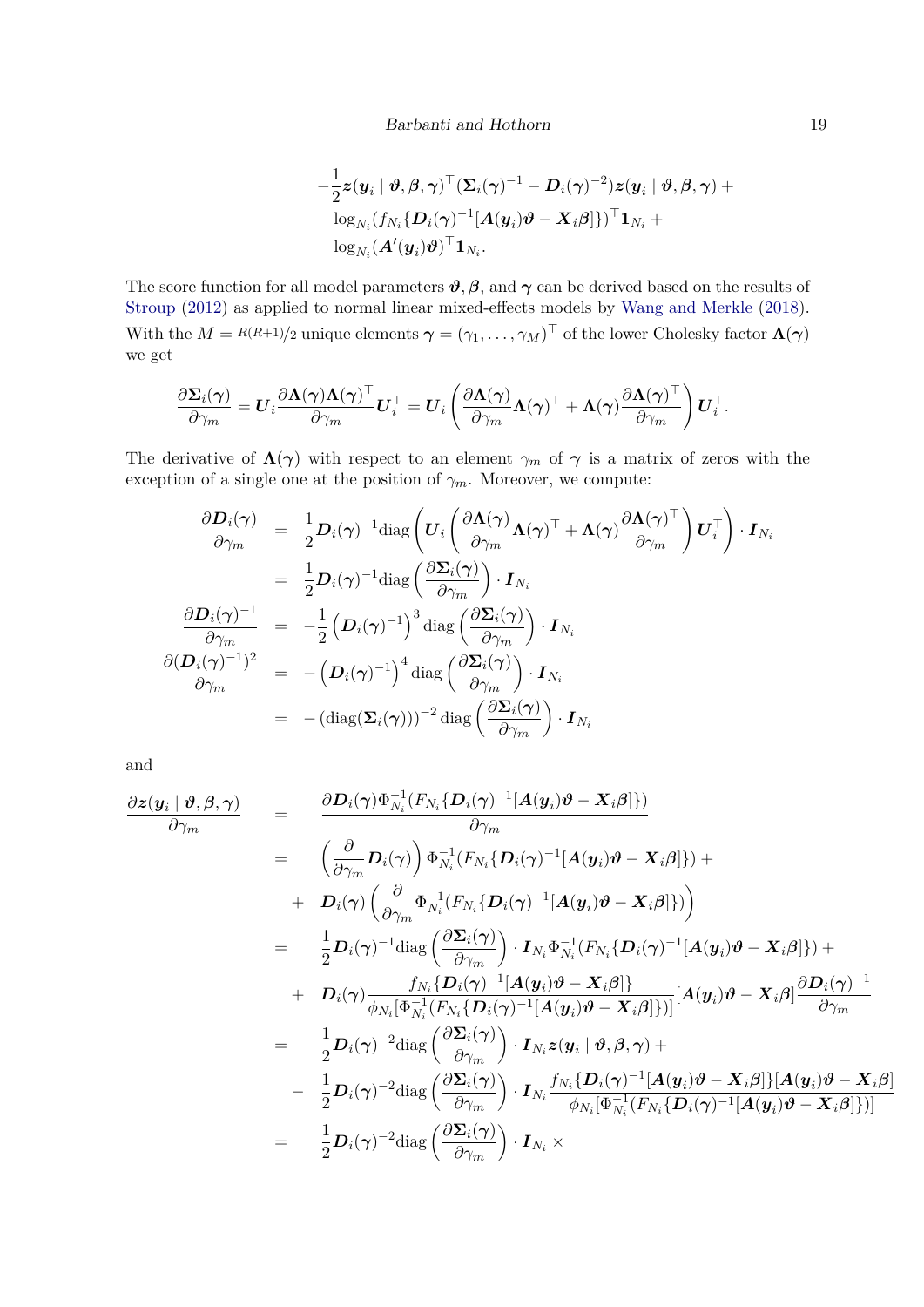$$
\begin{aligned}
&-\frac{1}{2}\boldsymbol{z}(\boldsymbol{y}_i \mid \boldsymbol{\vartheta}, \boldsymbol{\beta}, \boldsymbol{\gamma})^\top (\boldsymbol{\Sigma}_i(\boldsymbol{\gamma})^{-1} - \boldsymbol{D}_i(\boldsymbol{\gamma})^{-2}) \boldsymbol{z}(\boldsymbol{y}_i \mid \boldsymbol{\vartheta}, \boldsymbol{\beta}, \boldsymbol{\gamma}) + \\
&\log_{N_i}(f_{N_i}\{\boldsymbol{D}_i(\boldsymbol{\gamma})^{-1}[\boldsymbol{A}(\boldsymbol{y}_i)\boldsymbol{\vartheta} - \boldsymbol{X}_i\boldsymbol{\beta}]\})^\top \boldsymbol{1}_{N_i} + \\
&\log_{N_i}(\boldsymbol{A}'(\boldsymbol{y}_i)\boldsymbol{\vartheta})^\top \boldsymbol{1}_{N_i}.
\end{aligned}
$$

The score function for all model parameters $\boldsymbol{\vartheta}, \boldsymbol{\beta}$, and $\boldsymbol{\gamma}$ can be derived based on the results of Stroup (2012) as applied to normal linear mixed-effects models by Wang and Merkle (2018). With the $M = R(R+1)/2$ unique elements $\boldsymbol{\gamma} = (\gamma_1, \dots, \gamma_M)^\top$ of the lower Cholesky factor $\boldsymbol{\Lambda}(\boldsymbol{\gamma})$ we get

$$
\frac{\partial \boldsymbol{\Sigma}_i(\boldsymbol{\gamma})}{\partial \gamma_m} = \boldsymbol{U}_i \frac{\partial \boldsymbol{\Lambda}(\boldsymbol{\gamma})\boldsymbol{\Lambda}(\boldsymbol{\gamma})^\top}{\partial \gamma_m} \boldsymbol{U}_i^\top = \boldsymbol{U}_i \left( \frac{\partial \boldsymbol{\Lambda}(\boldsymbol{\gamma})}{\partial \gamma_m} \boldsymbol{\Lambda}(\boldsymbol{\gamma})^\top + \boldsymbol{\Lambda}(\boldsymbol{\gamma}) \frac{\partial \boldsymbol{\Lambda}(\boldsymbol{\gamma})^\top}{\partial \gamma_m} \right) \boldsymbol{U}_i^\top.
$$

The derivative of $\boldsymbol{\Lambda}(\boldsymbol{\gamma})$ with respect to an element $\gamma_m$ of $\boldsymbol{\gamma}$ is a matrix of zeros with the exception of a single one at the position of $\gamma_m$. Moreover, we compute:

$$
\begin{aligned}
\frac{\partial \boldsymbol{D}_i(\boldsymbol{\gamma})}{\partial \gamma_m} &= \frac{1}{2} \boldsymbol{D}_i(\boldsymbol{\gamma})^{-1} \text{diag}\left( \boldsymbol{U}_i \left( \frac{\partial \boldsymbol{\Lambda}(\boldsymbol{\gamma})}{\partial \gamma_m} \boldsymbol{\Lambda}(\boldsymbol{\gamma})^\top + \boldsymbol{\Lambda}(\boldsymbol{\gamma}) \frac{\partial \boldsymbol{\Lambda}(\boldsymbol{\gamma})^\top}{\partial \gamma_m} \right) \boldsymbol{U}_i^\top \right) \cdot \boldsymbol{I}_{N_i} \\
&= \frac{1}{2} \boldsymbol{D}_i(\boldsymbol{\gamma})^{-1} \text{diag}\left( \frac{\partial \boldsymbol{\Sigma}_i(\boldsymbol{\gamma})}{\partial \gamma_m} \right) \cdot \boldsymbol{I}_{N_i} \\
\frac{\partial \boldsymbol{D}_i(\boldsymbol{\gamma})^{-1}}{\partial \gamma_m} &= -\frac{1}{2} \left( \boldsymbol{D}_i(\boldsymbol{\gamma})^{-1} \right)^3 \text{diag}\left( \frac{\partial \boldsymbol{\Sigma}_i(\boldsymbol{\gamma})}{\partial \gamma_m} \right) \cdot \boldsymbol{I}_{N_i} \\
\frac{\partial (\boldsymbol{D}_i(\boldsymbol{\gamma})^{-1})^2}{\partial \gamma_m} &= -\left( \boldsymbol{D}_i(\boldsymbol{\gamma})^{-1} \right)^4 \text{diag}\left( \frac{\partial \boldsymbol{\Sigma}_i(\boldsymbol{\gamma})}{\partial \gamma_m} \right) \cdot \boldsymbol{I}_{N_i} \\
&= -\left( \text{diag}(\boldsymbol{\Sigma}_i(\boldsymbol{\gamma})) \right)^{-2} \text{diag}\left( \frac{\partial \boldsymbol{\Sigma}_i(\boldsymbol{\gamma})}{\partial \gamma_m} \right) \cdot \boldsymbol{I}_{N_i}
\end{aligned}
$$

and

$$
\begin{aligned}
\frac{\partial \boldsymbol{z}(\boldsymbol{y}_i \mid \boldsymbol{\vartheta}, \boldsymbol{\beta}, \boldsymbol{\gamma})}{\partial \gamma_m} &= \frac{\partial \boldsymbol{D}_i(\boldsymbol{\gamma}) \Phi_{N_i}^{-1}(F_{N_i}\{\boldsymbol{D}_i(\boldsymbol{\gamma})^{-1}[\boldsymbol{A}(\boldsymbol{y}_i)\boldsymbol{\vartheta} - \boldsymbol{X}_i\boldsymbol{\beta}]\})}{\partial \gamma_m} \\
&= \left( \frac{\partial}{\partial \gamma_m} \boldsymbol{D}_i(\boldsymbol{\gamma}) \right) \Phi_{N_i}^{-1}(F_{N_i}\{\boldsymbol{D}_i(\boldsymbol{\gamma})^{-1}[\boldsymbol{A}(\boldsymbol{y}_i)\boldsymbol{\vartheta} - \boldsymbol{X}_i\boldsymbol{\beta}]\}) + \\
&+ \boldsymbol{D}_i(\boldsymbol{\gamma}) \left( \frac{\partial}{\partial \gamma_m} \Phi_{N_i}^{-1}(F_{N_i}\{\boldsymbol{D}_i(\boldsymbol{\gamma})^{-1}[\boldsymbol{A}(\boldsymbol{y}_i)\boldsymbol{\vartheta} - \boldsymbol{X}_i\boldsymbol{\beta}]\}) \right) \\
&= \frac{1}{2} \boldsymbol{D}_i(\boldsymbol{\gamma})^{-1} \text{diag}\left( \frac{\partial \boldsymbol{\Sigma}_i(\boldsymbol{\gamma})}{\partial \gamma_m} \right) \cdot \boldsymbol{I}_{N_i} \Phi_{N_i}^{-1}(F_{N_i}\{\boldsymbol{D}_i(\boldsymbol{\gamma})^{-1}[\boldsymbol{A}(\boldsymbol{y}_i)\boldsymbol{\vartheta} - \boldsymbol{X}_i\boldsymbol{\beta}]\}) + \\
&+ \boldsymbol{D}_i(\boldsymbol{\gamma}) \frac{f_{N_i}\{\boldsymbol{D}_i(\boldsymbol{\gamma})^{-1}[\boldsymbol{A}(\boldsymbol{y}_i)\boldsymbol{\vartheta} - \boldsymbol{X}_i\boldsymbol{\beta}]\}}{\phi_{N_i}[\Phi_{N_i}^{-1}(F_{N_i}\{\boldsymbol{D}_i(\boldsymbol{\gamma})^{-1}[\boldsymbol{A}(\boldsymbol{y}_i)\boldsymbol{\vartheta} - \boldsymbol{X}_i\boldsymbol{\beta}]\})]} [\boldsymbol{A}(\boldsymbol{y}_i)\boldsymbol{\vartheta} - \boldsymbol{X}_i\boldsymbol{\beta}] \frac{\partial \boldsymbol{D}_i(\boldsymbol{\gamma})^{-1}}{\partial \gamma_m} \\
&= \frac{1}{2} \boldsymbol{D}_i(\boldsymbol{\gamma})^{-2} \text{diag}\left( \frac{\partial \boldsymbol{\Sigma}_i(\boldsymbol{\gamma})}{\partial \gamma_m} \right) \cdot \boldsymbol{I}_{N_i} \boldsymbol{z}(\boldsymbol{y}_i \mid \boldsymbol{\vartheta}, \boldsymbol{\beta}, \boldsymbol{\gamma}) + \\
&- \frac{1}{2} \boldsymbol{D}_i(\boldsymbol{\gamma})^{-2} \text{diag}\left( \frac{\partial \boldsymbol{\Sigma}_i(\boldsymbol{\gamma})}{\partial \gamma_m} \right) \cdot \boldsymbol{I}_{N_i} \frac{f_{N_i}\{\boldsymbol{D}_i(\boldsymbol{\gamma})^{-1}[\boldsymbol{A}(\boldsymbol{y}_i)\boldsymbol{\vartheta} - \boldsymbol{X}_i\boldsymbol{\beta}]\}[\boldsymbol{A}(\boldsymbol{y}_i)\boldsymbol{\vartheta} - \boldsymbol{X}_i\boldsymbol{\beta}]}{\phi_{N_i}[\Phi_{N_i}^{-1}(F_{N_i}\{\boldsymbol{D}_i(\boldsymbol{\gamma})^{-1}[\boldsymbol{A}(\boldsymbol{y}_i)\boldsymbol{\vartheta} - \boldsymbol{X}_i\boldsymbol{\beta}]\})]} \\
&= \frac{1}{2} \boldsymbol{D}_i(\boldsymbol{\gamma})^{-2} \text{diag}\left( \frac{\partial \boldsymbol{\Sigma}_i(\boldsymbol{\gamma})}{\partial \gamma_m} \right) \cdot \boldsymbol{I}_{N_i} \times
\end{aligned}
$$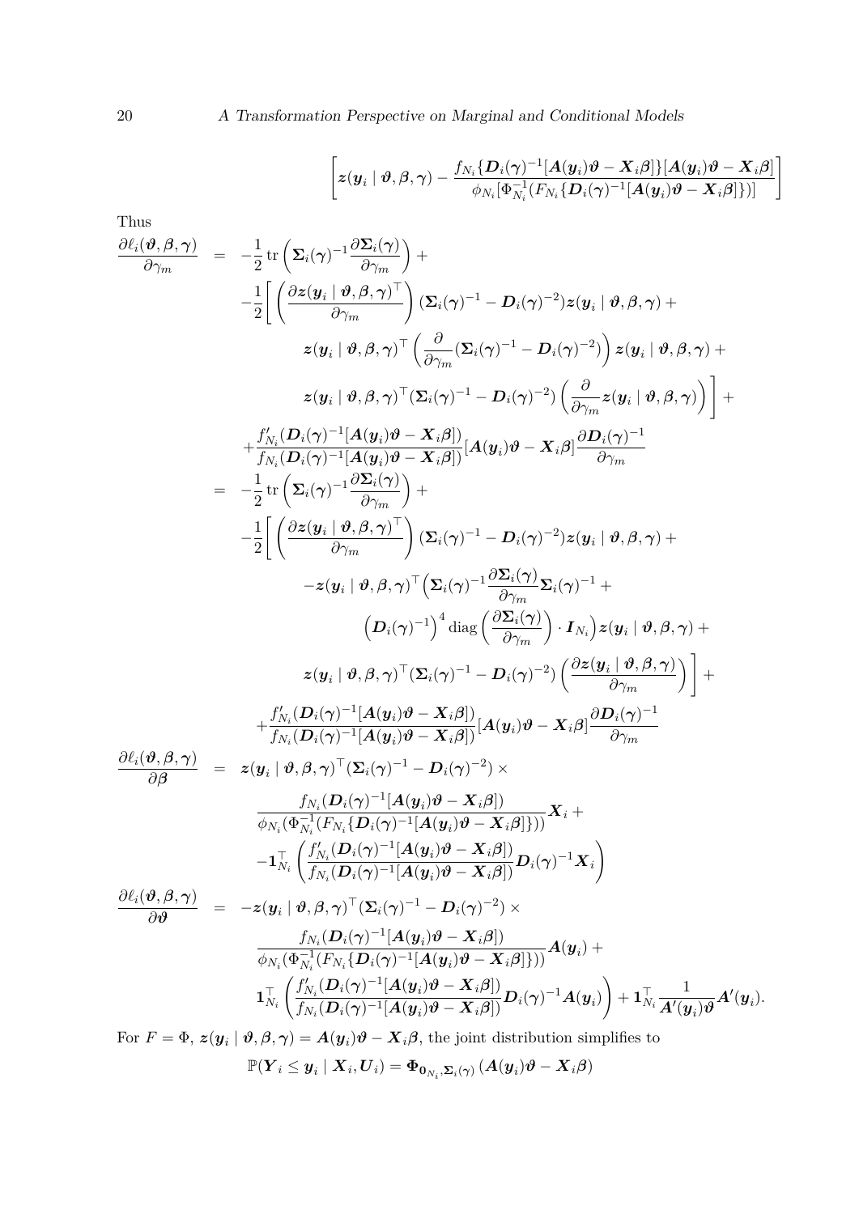$$\left[ \boldsymbol{z}(\boldsymbol{y}_i \mid \boldsymbol{\vartheta}, \boldsymbol{\beta}, \boldsymbol{\gamma}) - \frac{f_{N_i}\{\boldsymbol{D}_i(\boldsymbol{\gamma})^{-1}[\boldsymbol{A}(\boldsymbol{y}_i)\boldsymbol{\vartheta} - \boldsymbol{X}_i\beta]\}[\boldsymbol{A}(\boldsymbol{y}_i)\boldsymbol{\vartheta} - \boldsymbol{X}_i\beta]}{\phi_{N_i}[\Phi_{N_i}^{-1}(F_{N_i}\{\boldsymbol{D}_i(\boldsymbol{\gamma})^{-1}[\boldsymbol{A}(\boldsymbol{y}_i)\boldsymbol{\vartheta} - \boldsymbol{X}_i\beta]\})]} \right]$$

Thus

$$\begin{aligned}
\frac{\partial \ell_i(\boldsymbol{\vartheta}, \boldsymbol{\beta}, \boldsymbol{\gamma})}{\partial \gamma_m} &= -\frac{1}{2}\operatorname{tr}\left( \boldsymbol{\Sigma}_i(\boldsymbol{\gamma})^{-1} \frac{\partial \boldsymbol{\Sigma}_i(\boldsymbol{\gamma})}{\partial \gamma_m} \right) + \\
&\quad -\frac{1}{2}\Bigg[ \left( \frac{\partial \boldsymbol{z}(\boldsymbol{y}_i \mid \boldsymbol{\vartheta}, \boldsymbol{\beta}, \boldsymbol{\gamma})^\top}{\partial \gamma_m} \right) (\boldsymbol{\Sigma}_i(\boldsymbol{\gamma})^{-1} - \boldsymbol{D}_i(\boldsymbol{\gamma})^{-2}) \boldsymbol{z}(\boldsymbol{y}_i \mid \boldsymbol{\vartheta}, \boldsymbol{\beta}, \boldsymbol{\gamma}) + \\
&\quad \boldsymbol{z}(\boldsymbol{y}_i \mid \boldsymbol{\vartheta}, \boldsymbol{\beta}, \boldsymbol{\gamma})^\top \left( \frac{\partial}{\partial \gamma_m}(\boldsymbol{\Sigma}_i(\boldsymbol{\gamma})^{-1} - \boldsymbol{D}_i(\boldsymbol{\gamma})^{-2}) \right) \boldsymbol{z}(\boldsymbol{y}_i \mid \boldsymbol{\vartheta}, \boldsymbol{\beta}, \boldsymbol{\gamma}) + \\
&\quad \boldsymbol{z}(\boldsymbol{y}_i \mid \boldsymbol{\vartheta}, \boldsymbol{\beta}, \boldsymbol{\gamma})^\top (\boldsymbol{\Sigma}_i(\boldsymbol{\gamma})^{-1} - \boldsymbol{D}_i(\boldsymbol{\gamma})^{-2}) \left( \frac{\partial}{\partial \gamma_m} \boldsymbol{z}(\boldsymbol{y}_i \mid \boldsymbol{\vartheta}, \boldsymbol{\beta}, \boldsymbol{\gamma}) \right) \Bigg] + \\
&\quad + \frac{f'_{N_i}(\boldsymbol{D}_i(\boldsymbol{\gamma})^{-1}[\boldsymbol{A}(\boldsymbol{y}_i)\boldsymbol{\vartheta} - \boldsymbol{X}_i\beta])}{f_{N_i}(\boldsymbol{D}_i(\boldsymbol{\gamma})^{-1}[\boldsymbol{A}(\boldsymbol{y}_i)\boldsymbol{\vartheta} - \boldsymbol{X}_i\beta])} [\boldsymbol{A}(\boldsymbol{y}_i)\boldsymbol{\vartheta} - \boldsymbol{X}_i\beta] \frac{\partial \boldsymbol{D}_i(\boldsymbol{\gamma})^{-1}}{\partial \gamma_m} \\
&= -\frac{1}{2}\operatorname{tr}\left( \boldsymbol{\Sigma}_i(\boldsymbol{\gamma})^{-1} \frac{\partial \boldsymbol{\Sigma}_i(\boldsymbol{\gamma})}{\partial \gamma_m} \right) + \\
&\quad -\frac{1}{2}\Bigg[ \left( \frac{\partial \boldsymbol{z}(\boldsymbol{y}_i \mid \boldsymbol{\vartheta}, \boldsymbol{\beta}, \boldsymbol{\gamma})^\top}{\partial \gamma_m} \right) (\boldsymbol{\Sigma}_i(\boldsymbol{\gamma})^{-1} - \boldsymbol{D}_i(\boldsymbol{\gamma})^{-2}) \boldsymbol{z}(\boldsymbol{y}_i \mid \boldsymbol{\vartheta}, \boldsymbol{\beta}, \boldsymbol{\gamma}) + \\
&\quad -\boldsymbol{z}(\boldsymbol{y}_i \mid \boldsymbol{\vartheta}, \boldsymbol{\beta}, \boldsymbol{\gamma})^\top \Big( \boldsymbol{\Sigma}_i(\boldsymbol{\gamma})^{-1} \frac{\partial \boldsymbol{\Sigma}_i(\boldsymbol{\gamma})}{\partial \gamma_m} \boldsymbol{\Sigma}_i(\boldsymbol{\gamma})^{-1} + \\
&\quad \Big( \boldsymbol{D}_i(\boldsymbol{\gamma})^{-1} \Big)^4 \operatorname{diag}\left( \frac{\partial \boldsymbol{\Sigma}_i(\boldsymbol{\gamma})}{\partial \gamma_m} \right) \cdot \boldsymbol{I}_{N_i} \Big) \boldsymbol{z}(\boldsymbol{y}_i \mid \boldsymbol{\vartheta}, \boldsymbol{\beta}, \boldsymbol{\gamma}) + \\
&\quad \boldsymbol{z}(\boldsymbol{y}_i \mid \boldsymbol{\vartheta}, \boldsymbol{\beta}, \boldsymbol{\gamma})^\top (\boldsymbol{\Sigma}_i(\boldsymbol{\gamma})^{-1} - \boldsymbol{D}_i(\boldsymbol{\gamma})^{-2}) \left( \frac{\partial \boldsymbol{z}(\boldsymbol{y}_i \mid \boldsymbol{\vartheta}, \boldsymbol{\beta}, \boldsymbol{\gamma})}{\partial \gamma_m} \right) \Bigg] + \\
&\quad + \frac{f'_{N_i}(\boldsymbol{D}_i(\boldsymbol{\gamma})^{-1}[\boldsymbol{A}(\boldsymbol{y}_i)\boldsymbol{\vartheta} - \boldsymbol{X}_i\beta])}{f_{N_i}(\boldsymbol{D}_i(\boldsymbol{\gamma})^{-1}[\boldsymbol{A}(\boldsymbol{y}_i)\boldsymbol{\vartheta} - \boldsymbol{X}_i\beta])} [\boldsymbol{A}(\boldsymbol{y}_i)\boldsymbol{\vartheta} - \boldsymbol{X}_i\beta] \frac{\partial \boldsymbol{D}_i(\boldsymbol{\gamma})^{-1}}{\partial \gamma_m} \\
\frac{\partial \ell_i(\boldsymbol{\vartheta}, \boldsymbol{\beta}, \boldsymbol{\gamma})}{\partial \boldsymbol{\beta}} &= \boldsymbol{z}(\boldsymbol{y}_i \mid \boldsymbol{\vartheta}, \boldsymbol{\beta}, \boldsymbol{\gamma})^\top (\boldsymbol{\Sigma}_i(\boldsymbol{\gamma})^{-1} - \boldsymbol{D}_i(\boldsymbol{\gamma})^{-2}) \times \\
&\quad \frac{f_{N_i}(\boldsymbol{D}_i(\boldsymbol{\gamma})^{-1}[\boldsymbol{A}(\boldsymbol{y}_i)\boldsymbol{\vartheta} - \boldsymbol{X}_i\beta])}{\phi_{N_i}(\Phi_{N_i}^{-1}(F_{N_i}\{\boldsymbol{D}_i(\boldsymbol{\gamma})^{-1}[\boldsymbol{A}(\boldsymbol{y}_i)\boldsymbol{\vartheta} - \boldsymbol{X}_i\beta]\}))} \boldsymbol{X}_i + \\
&\quad -\boldsymbol{1}_{N_i}^\top \left( \frac{f'_{N_i}(\boldsymbol{D}_i(\boldsymbol{\gamma})^{-1}[\boldsymbol{A}(\boldsymbol{y}_i)\boldsymbol{\vartheta} - \boldsymbol{X}_i\beta])}{f_{N_i}(\boldsymbol{D}_i(\boldsymbol{\gamma})^{-1}[\boldsymbol{A}(\boldsymbol{y}_i)\boldsymbol{\vartheta} - \boldsymbol{X}_i\beta])} \boldsymbol{D}_i(\boldsymbol{\gamma})^{-1} \boldsymbol{X}_i \right) \\
\frac{\partial \ell_i(\boldsymbol{\vartheta}, \boldsymbol{\beta}, \boldsymbol{\gamma})}{\partial \boldsymbol{\vartheta}} &= -\boldsymbol{z}(\boldsymbol{y}_i \mid \boldsymbol{\vartheta}, \boldsymbol{\beta}, \boldsymbol{\gamma})^\top (\boldsymbol{\Sigma}_i(\boldsymbol{\gamma})^{-1} - \boldsymbol{D}_i(\boldsymbol{\gamma})^{-2}) \times \\
&\quad \frac{f_{N_i}(\boldsymbol{D}_i(\boldsymbol{\gamma})^{-1}[\boldsymbol{A}(\boldsymbol{y}_i)\boldsymbol{\vartheta} - \boldsymbol{X}_i\beta])}{\phi_{N_i}(\Phi_{N_i}^{-1}(F_{N_i}\{\boldsymbol{D}_i(\boldsymbol{\gamma})^{-1}[\boldsymbol{A}(\boldsymbol{y}_i)\boldsymbol{\vartheta} - \boldsymbol{X}_i\beta]\}))} \boldsymbol{A}(\boldsymbol{y}_i) + \\
&\quad \boldsymbol{1}_{N_i}^\top \left( \frac{f'_{N_i}(\boldsymbol{D}_i(\boldsymbol{\gamma})^{-1}[\boldsymbol{A}(\boldsymbol{y}_i)\boldsymbol{\vartheta} - \boldsymbol{X}_i\beta])}{f_{N_i}(\boldsymbol{D}_i(\boldsymbol{\gamma})^{-1}[\boldsymbol{A}(\boldsymbol{y}_i)\boldsymbol{\vartheta} - \boldsymbol{X}_i\beta])} \boldsymbol{D}_i(\boldsymbol{\gamma})^{-1} \boldsymbol{A}(\boldsymbol{y}_i) \right) + \boldsymbol{1}_{N_i}^\top \frac{1}{\boldsymbol{A}'(\boldsymbol{y}_i)\boldsymbol{\vartheta}} \boldsymbol{A}'(\boldsymbol{y}_i).
\end{aligned}$$

For $F = \Phi$, $\boldsymbol{z}(\boldsymbol{y}_i \mid \boldsymbol{\vartheta}, \boldsymbol{\beta}, \boldsymbol{\gamma}) = \boldsymbol{A}(\boldsymbol{y}_i)\boldsymbol{\vartheta} - \boldsymbol{X}_i\boldsymbol{\beta}$, the joint distribution simplifies to

$$\mathbb{P}(\boldsymbol{Y}_i \leq \boldsymbol{y}_i \mid \boldsymbol{X}_i, \boldsymbol{U}_i) = \boldsymbol{\Phi}_{\boldsymbol{0}_{N_i}, \boldsymbol{\Sigma}_i(\boldsymbol{\gamma})} \left( \boldsymbol{A}(\boldsymbol{y}_i)\boldsymbol{\vartheta} - \boldsymbol{X}_i\boldsymbol{\beta} \right)$$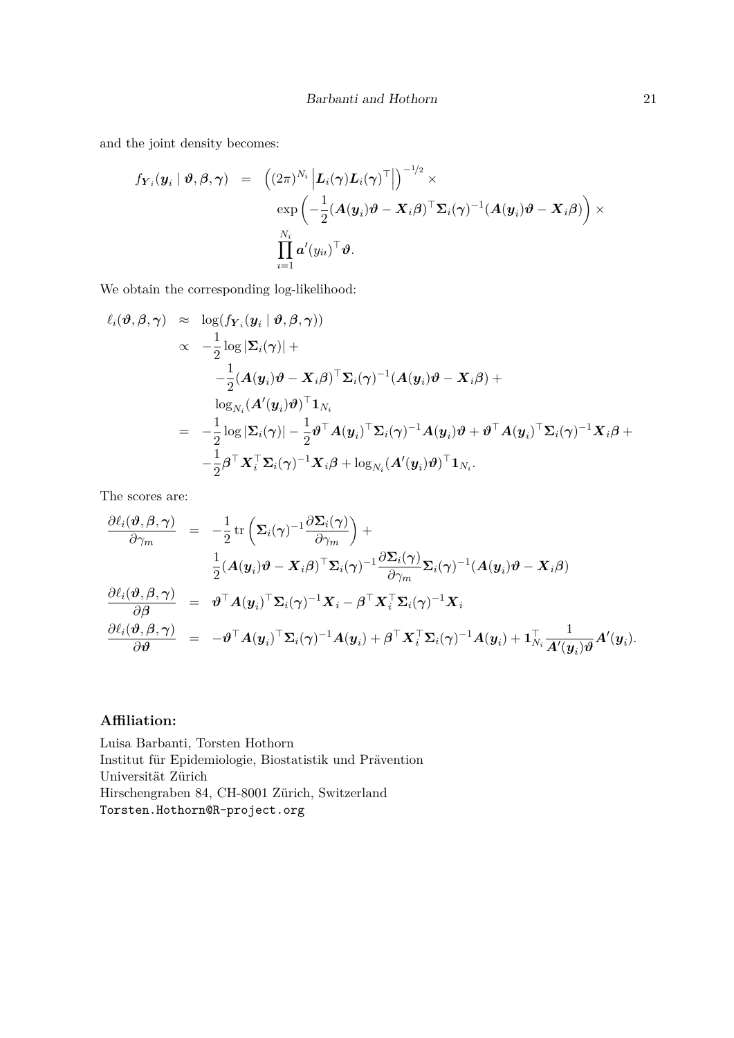and the joint density becomes:

$$
\begin{aligned}
f_{\boldsymbol{Y}_i}(\boldsymbol{y}_i \mid \boldsymbol{\vartheta}, \boldsymbol{\beta}, \boldsymbol{\gamma}) \quad = \quad & \left((2\pi)^{N_i} \left|\boldsymbol{L}_i(\boldsymbol{\gamma})\boldsymbol{L}_i(\boldsymbol{\gamma})^\top\right|\right)^{-1/2} \times \\
& \exp\left(-\frac{1}{2}(\boldsymbol{A}(\boldsymbol{y}_i)\boldsymbol{\vartheta} - \boldsymbol{X}_i\boldsymbol{\beta})^\top \boldsymbol{\Sigma}_i(\boldsymbol{\gamma})^{-1}(\boldsymbol{A}(\boldsymbol{y}_i)\boldsymbol{\vartheta} - \boldsymbol{X}_i\boldsymbol{\beta})\right) \times \\
& \prod_{\imath=1}^{N_i} \boldsymbol{a}'(y_{i\imath})^\top \boldsymbol{\vartheta}.
\end{aligned}
$$

We obtain the corresponding log-likelihood:

$$
\begin{aligned}
\ell_i(\boldsymbol{\vartheta}, \boldsymbol{\beta}, \boldsymbol{\gamma}) \quad \approx \quad & \log(f_{\boldsymbol{Y}_i}(\boldsymbol{y}_i \mid \boldsymbol{\vartheta}, \boldsymbol{\beta}, \boldsymbol{\gamma})) \\
\propto \quad & -\frac{1}{2}\log|\boldsymbol{\Sigma}_i(\boldsymbol{\gamma})| + \\
& -\frac{1}{2}(\boldsymbol{A}(\boldsymbol{y}_i)\boldsymbol{\vartheta} - \boldsymbol{X}_i\boldsymbol{\beta})^\top \boldsymbol{\Sigma}_i(\boldsymbol{\gamma})^{-1}(\boldsymbol{A}(\boldsymbol{y}_i)\boldsymbol{\vartheta} - \boldsymbol{X}_i\boldsymbol{\beta}) + \\
& \log_{N_i}(\boldsymbol{A}'(\boldsymbol{y}_i)\boldsymbol{\vartheta})^\top \boldsymbol{1}_{N_i} \\
= \quad & -\frac{1}{2}\log|\boldsymbol{\Sigma}_i(\boldsymbol{\gamma})| - \frac{1}{2}\boldsymbol{\vartheta}^\top \boldsymbol{A}(\boldsymbol{y}_i)^\top \boldsymbol{\Sigma}_i(\boldsymbol{\gamma})^{-1}\boldsymbol{A}(\boldsymbol{y}_i)\boldsymbol{\vartheta} + \boldsymbol{\vartheta}^\top \boldsymbol{A}(\boldsymbol{y}_i)^\top \boldsymbol{\Sigma}_i(\boldsymbol{\gamma})^{-1}\boldsymbol{X}_i\boldsymbol{\beta} + \\
& -\frac{1}{2}\boldsymbol{\beta}^\top \boldsymbol{X}_i^\top \boldsymbol{\Sigma}_i(\boldsymbol{\gamma})^{-1}\boldsymbol{X}_i\boldsymbol{\beta} + \log_{N_i}(\boldsymbol{A}'(\boldsymbol{y}_i)\boldsymbol{\vartheta})^\top \boldsymbol{1}_{N_i}.
\end{aligned}
$$

The scores are:

$$
\begin{aligned}
\frac{\partial \ell_i(\boldsymbol{\vartheta}, \boldsymbol{\beta}, \boldsymbol{\gamma})}{\partial \gamma_m} \quad = \quad & -\frac{1}{2}\operatorname{tr}\left(\boldsymbol{\Sigma}_i(\boldsymbol{\gamma})^{-1}\frac{\partial \boldsymbol{\Sigma}_i(\boldsymbol{\gamma})}{\partial \gamma_m}\right) + \\
& \frac{1}{2}(\boldsymbol{A}(\boldsymbol{y}_i)\boldsymbol{\vartheta} - \boldsymbol{X}_i\boldsymbol{\beta})^\top \boldsymbol{\Sigma}_i(\boldsymbol{\gamma})^{-1}\frac{\partial \boldsymbol{\Sigma}_i(\boldsymbol{\gamma})}{\partial \gamma_m}\boldsymbol{\Sigma}_i(\boldsymbol{\gamma})^{-1}(\boldsymbol{A}(\boldsymbol{y}_i)\boldsymbol{\vartheta} - \boldsymbol{X}_i\boldsymbol{\beta}) \\
\frac{\partial \ell_i(\boldsymbol{\vartheta}, \boldsymbol{\beta}, \boldsymbol{\gamma})}{\partial \boldsymbol{\beta}} \quad = \quad & \boldsymbol{\vartheta}^\top \boldsymbol{A}(\boldsymbol{y}_i)^\top \boldsymbol{\Sigma}_i(\boldsymbol{\gamma})^{-1}\boldsymbol{X}_i - \boldsymbol{\beta}^\top \boldsymbol{X}_i^\top \boldsymbol{\Sigma}_i(\boldsymbol{\gamma})^{-1}\boldsymbol{X}_i \\
\frac{\partial \ell_i(\boldsymbol{\vartheta}, \boldsymbol{\beta}, \boldsymbol{\gamma})}{\partial \boldsymbol{\vartheta}} \quad = \quad & -\boldsymbol{\vartheta}^\top \boldsymbol{A}(\boldsymbol{y}_i)^\top \boldsymbol{\Sigma}_i(\boldsymbol{\gamma})^{-1}\boldsymbol{A}(\boldsymbol{y}_i) + \boldsymbol{\beta}^\top \boldsymbol{X}_i^\top \boldsymbol{\Sigma}_i(\boldsymbol{\gamma})^{-1}\boldsymbol{A}(\boldsymbol{y}_i) + \boldsymbol{1}_{N_i}^\top \frac{1}{\boldsymbol{A}'(\boldsymbol{y}_i)\boldsymbol{\vartheta}}\boldsymbol{A}'(\boldsymbol{y}_i).
\end{aligned}
$$

## Affiliation:

Luisa Barbanti, Torsten Hothorn
Institut für Epidemiologie, Biostatistik und Prävention
Universität Zürich
Hirschengraben 84, CH-8001 Zürich, Switzerland
Torsten.Hothorn@R-project.org